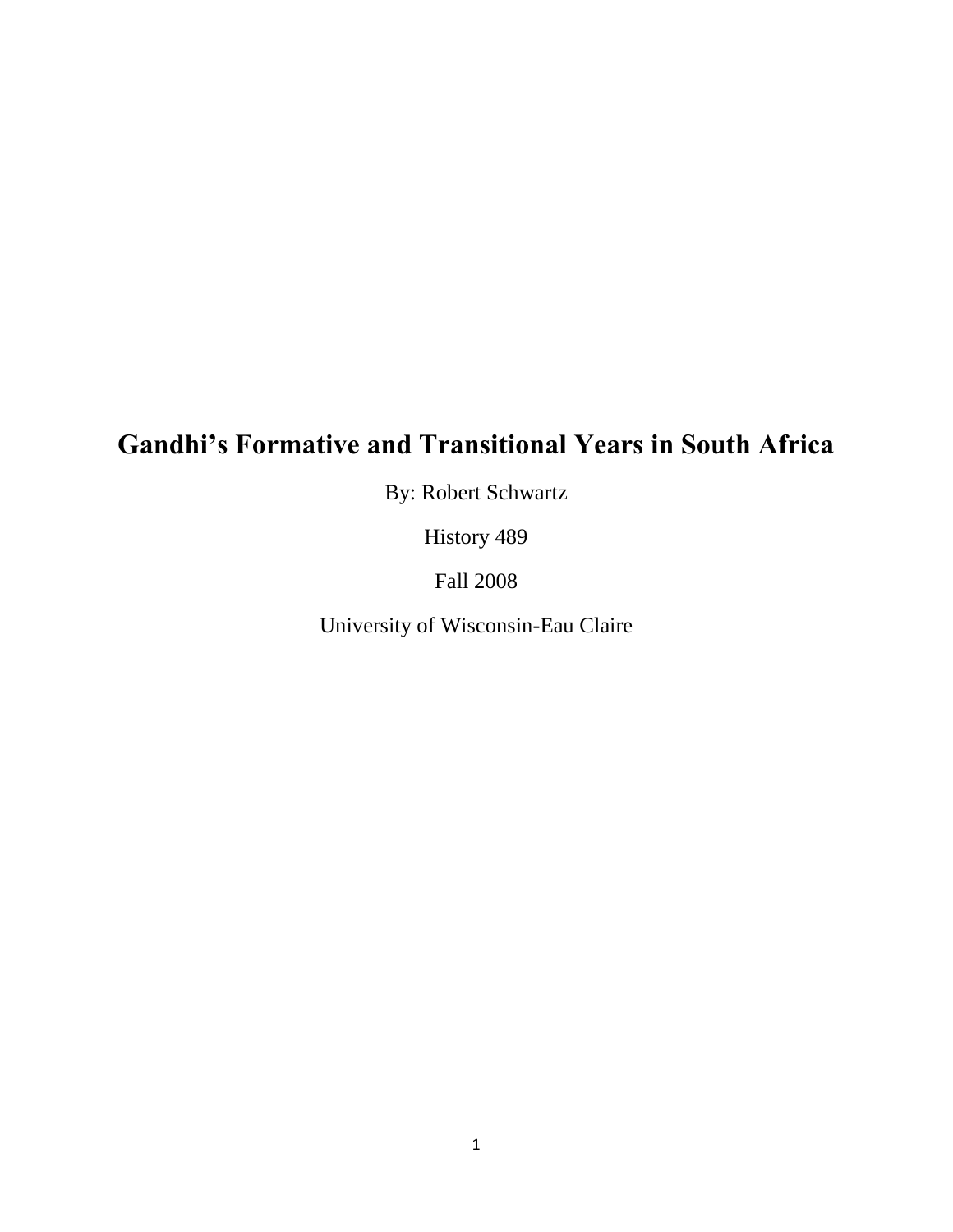# Gandhi's Formative and Transitional Years in South Africa

By: Robert Schwartz

History 489

Fall 2008

University of Wisconsin-Eau Claire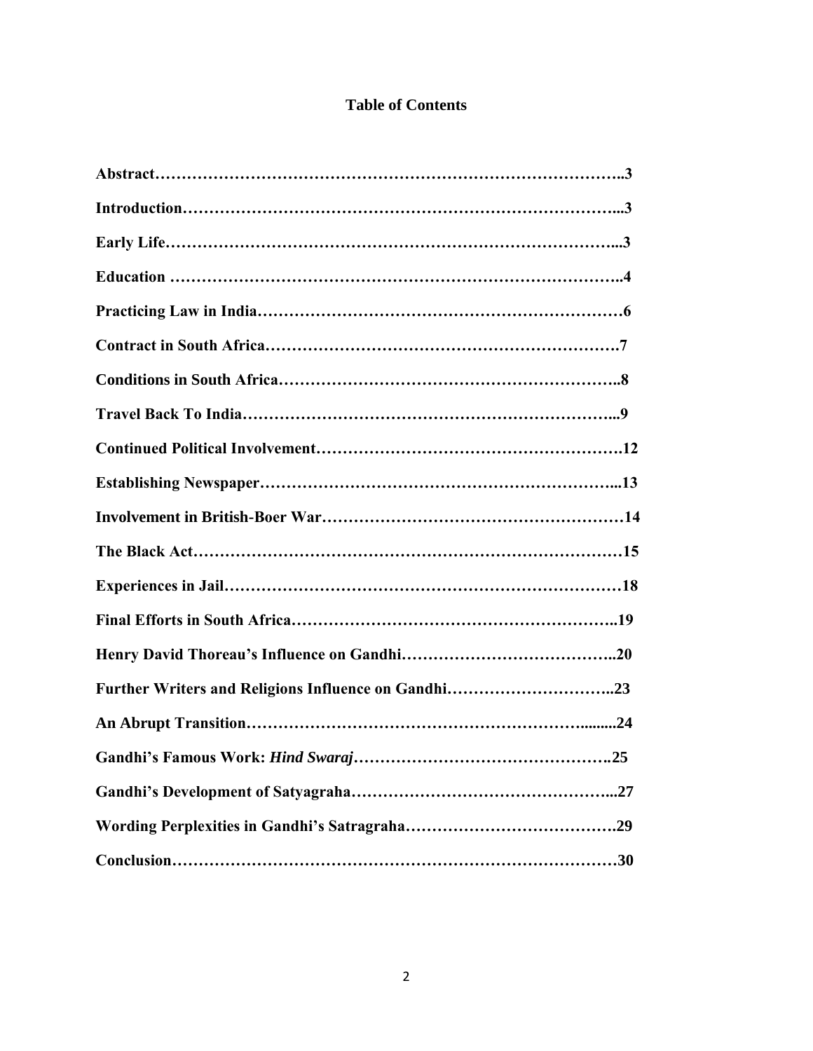# Table of Contents

**Abstract……………………………………………………………………………..3**

**Introduction…………………………………………………………………...3**

**Early Life…………………………………………………………………...3**

**Education ……………………………………………………………………..4**

**Practicing Law in India……………………………………………………………6**

**Contract in South Africa………………………………………………………….7**

**Conditions in South Africa……………………………………………………..8**

**Travel Back To India……………………………………………………………..9**

**Continued Political Involvement………………………………………………….12**

**Establishing Newspaper……………………………………………………...13**

**Involvement in British-Boer War…………………………………………………14**

**The Black Act………………………………………………………………………15**

**Experiences in Jail…………………………………………………………………18**

**Final Efforts in South Africa……………………………………………………..19**

**Henry David Thoreau's Influence on Gandhi…………………………………..20**

**Further Writers and Religions Influence on Gandhi…………………………..23**

**An Abrupt Transition…………………………………………………….........24**

**Gandhi's Famous Work: *Hind Swaraj*………………………………………….25**

**Gandhi's Development of Satyagraha…………………………………………...27**

**Wording Perplexities in Gandhi's Satragraha…………………………………….29**

**Conclusion…………………………………………………………………………30**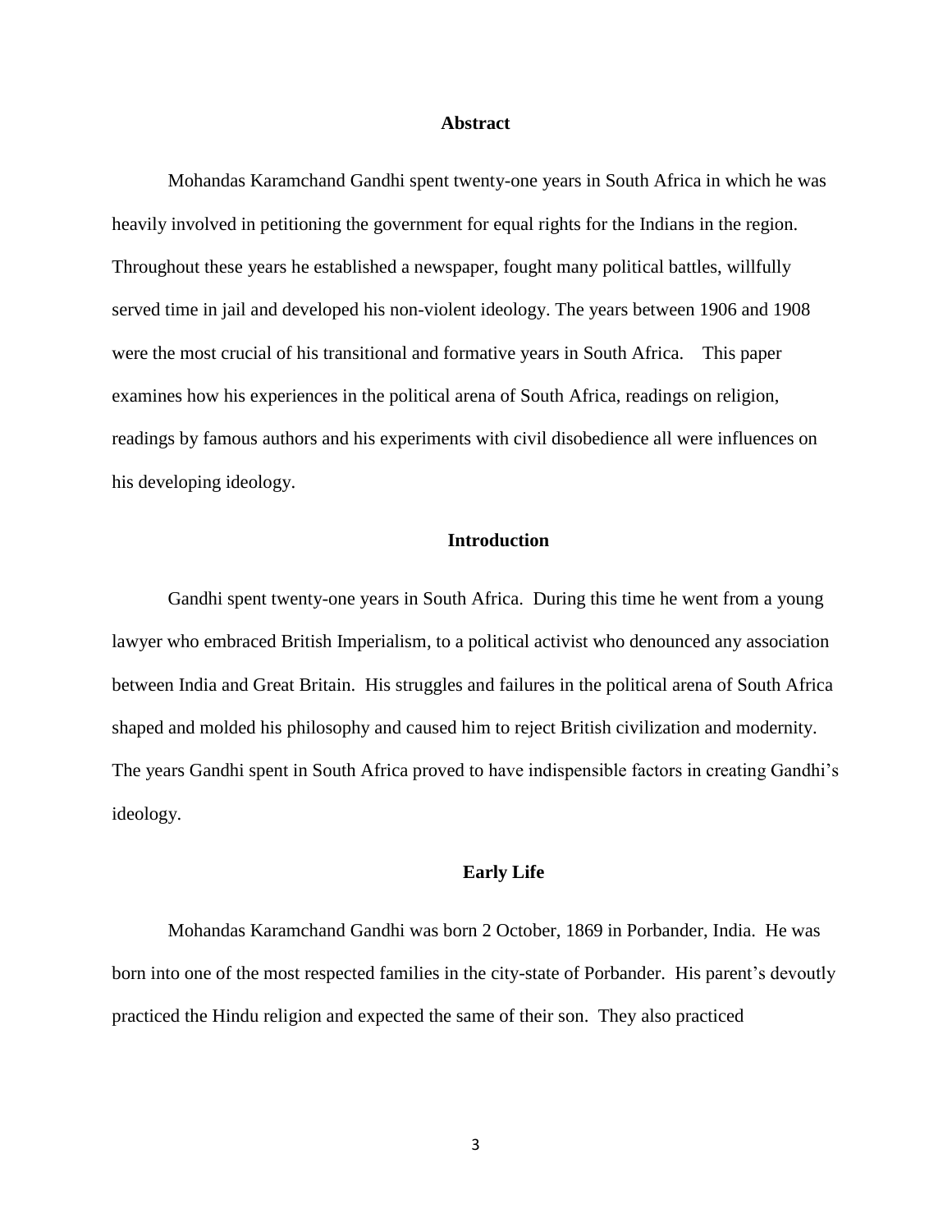## Abstract

Mohandas Karamchand Gandhi spent twenty-one years in South Africa in which he was heavily involved in petitioning the government for equal rights for the Indians in the region. Throughout these years he established a newspaper, fought many political battles, willfully served time in jail and developed his non-violent ideology. The years between 1906 and 1908 were the most crucial of his transitional and formative years in South Africa. This paper examines how his experiences in the political arena of South Africa, readings on religion, readings by famous authors and his experiments with civil disobedience all were influences on his developing ideology.

## Introduction

Gandhi spent twenty-one years in South Africa. During this time he went from a young lawyer who embraced British Imperialism, to a political activist who denounced any association between India and Great Britain. His struggles and failures in the political arena of South Africa shaped and molded his philosophy and caused him to reject British civilization and modernity. The years Gandhi spent in South Africa proved to have indispensible factors in creating Gandhi's ideology.

## Early Life

Mohandas Karamchand Gandhi was born 2 October, 1869 in Porbander, India. He was born into one of the most respected families in the city-state of Porbander. His parent's devoutly practiced the Hindu religion and expected the same of their son. They also practiced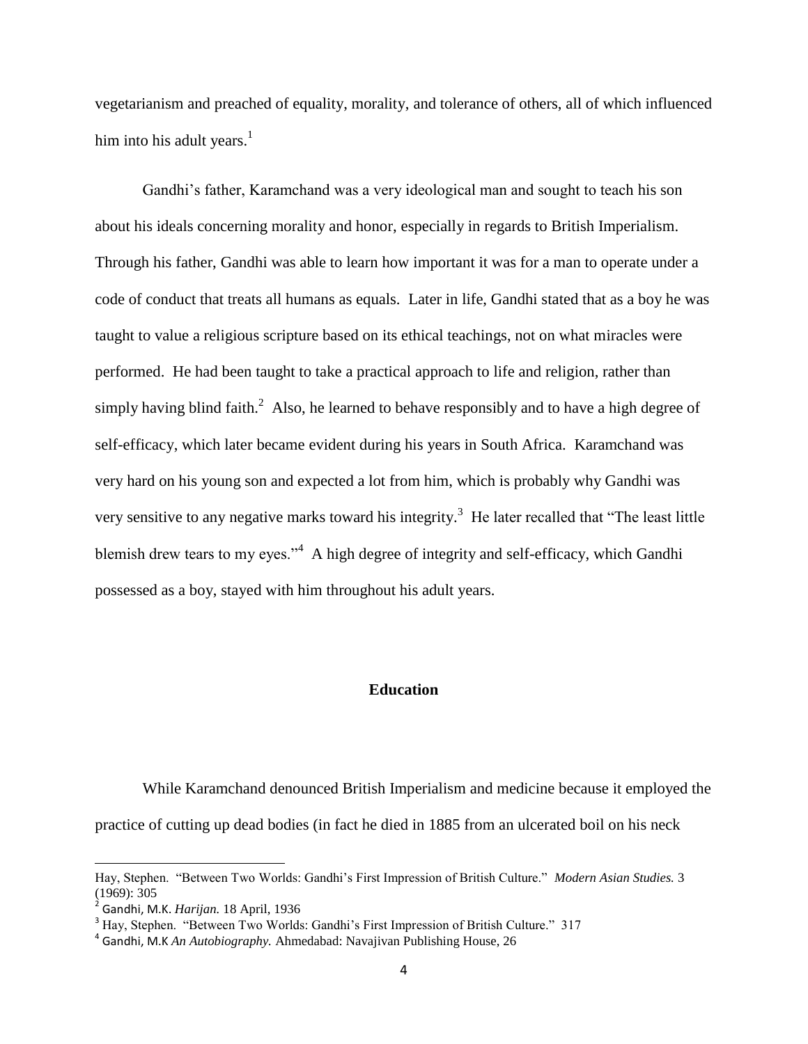vegetarianism and preached of equality, morality, and tolerance of others, all of which influenced him into his adult years.[1]

Gandhi's father, Karamchand was a very ideological man and sought to teach his son about his ideals concerning morality and honor, especially in regards to British Imperialism. Through his father, Gandhi was able to learn how important it was for a man to operate under a code of conduct that treats all humans as equals. Later in life, Gandhi stated that as a boy he was taught to value a religious scripture based on its ethical teachings, not on what miracles were performed. He had been taught to take a practical approach to life and religion, rather than simply having blind faith.[2] Also, he learned to behave responsibly and to have a high degree of self-efficacy, which later became evident during his years in South Africa. Karamchand was very hard on his young son and expected a lot from him, which is probably why Gandhi was very sensitive to any negative marks toward his integrity.[3] He later recalled that "The least little blemish drew tears to my eyes."[4] A high degree of integrity and self-efficacy, which Gandhi possessed as a boy, stayed with him throughout his adult years.

## Education

While Karamchand denounced British Imperialism and medicine because it employed the practice of cutting up dead bodies (in fact he died in 1885 from an ulcerated boil on his neck

---

Hay, Stephen. "Between Two Worlds: Gandhi's First Impression of British Culture." *Modern Asian Studies.* 3 (1969): 305

[2] Gandhi, M.K. *Harijan.* 18 April, 1936

[3] Hay, Stephen. "Between Two Worlds: Gandhi's First Impression of British Culture." 317

[4] Gandhi, M.K *An Autobiography.* Ahmedabad: Navajivan Publishing House, 26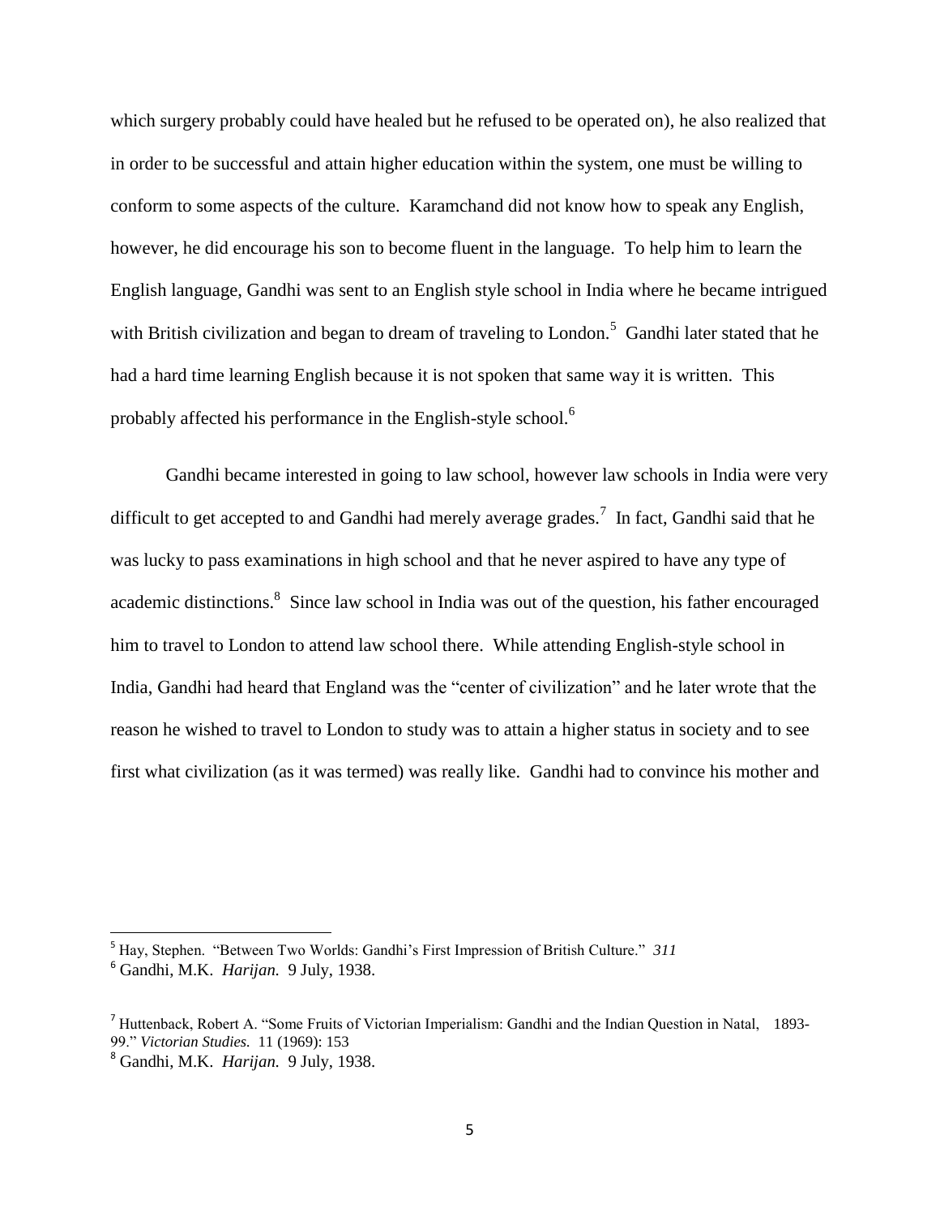which surgery probably could have healed but he refused to be operated on), he also realized that in order to be successful and attain higher education within the system, one must be willing to conform to some aspects of the culture. Karamchand did not know how to speak any English, however, he did encourage his son to become fluent in the language. To help him to learn the English language, Gandhi was sent to an English style school in India where he became intrigued with British civilization and began to dream of traveling to London.[5] Gandhi later stated that he had a hard time learning English because it is not spoken that same way it is written. This probably affected his performance in the English-style school.[6]

Gandhi became interested in going to law school, however law schools in India were very difficult to get accepted to and Gandhi had merely average grades.[7] In fact, Gandhi said that he was lucky to pass examinations in high school and that he never aspired to have any type of academic distinctions.[8] Since law school in India was out of the question, his father encouraged him to travel to London to attend law school there. While attending English-style school in India, Gandhi had heard that England was the "center of civilization" and he later wrote that the reason he wished to travel to London to study was to attain a higher status in society and to see first what civilization (as it was termed) was really like. Gandhi had to convince his mother and

---

[5] Hay, Stephen. "Between Two Worlds: Gandhi's First Impression of British Culture." *311*

[6] Gandhi, M.K. *Harijan.* 9 July, 1938.

[7] Huttenback, Robert A. "Some Fruits of Victorian Imperialism: Gandhi and the Indian Question in Natal, 1893-99." *Victorian Studies.* 11 (1969): 153

[8] Gandhi, M.K. *Harijan.* 9 July, 1938.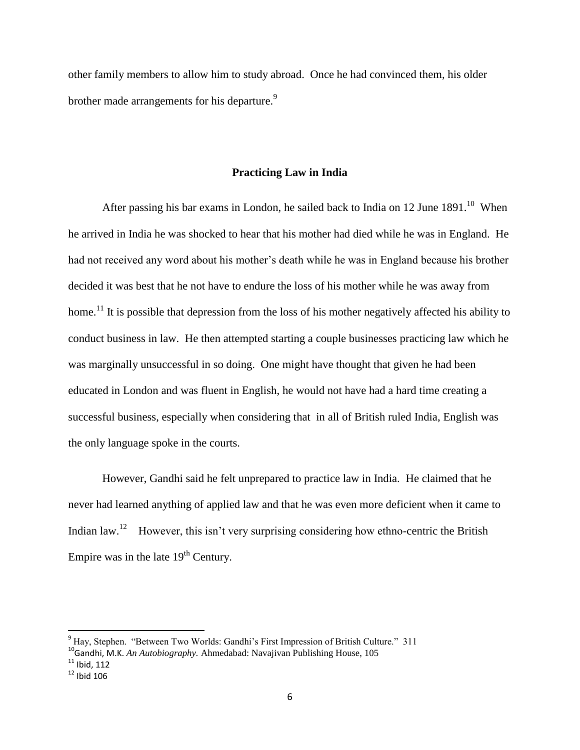other family members to allow him to study abroad. Once he had convinced them, his older brother made arrangements for his departure.[9]

## Practicing Law in India

After passing his bar exams in London, he sailed back to India on 12 June 1891.[10] When he arrived in India he was shocked to hear that his mother had died while he was in England. He had not received any word about his mother's death while he was in England because his brother decided it was best that he not have to endure the loss of his mother while he was away from home.[11] It is possible that depression from the loss of his mother negatively affected his ability to conduct business in law. He then attempted starting a couple businesses practicing law which he was marginally unsuccessful in so doing. One might have thought that given he had been educated in London and was fluent in English, he would not have had a hard time creating a successful business, especially when considering that in all of British ruled India, English was the only language spoke in the courts.

However, Gandhi said he felt unprepared to practice law in India. He claimed that he never had learned anything of applied law and that he was even more deficient when it came to Indian law.[12] However, this isn't very surprising considering how ethno-centric the British Empire was in the late 19th Century.

---

[9] Hay, Stephen. "Between Two Worlds: Gandhi's First Impression of British Culture." 311

[10] Gandhi, M.K. *An Autobiography.* Ahmedabad: Navajivan Publishing House, 105

[11] Ibid, 112

[12] Ibid 106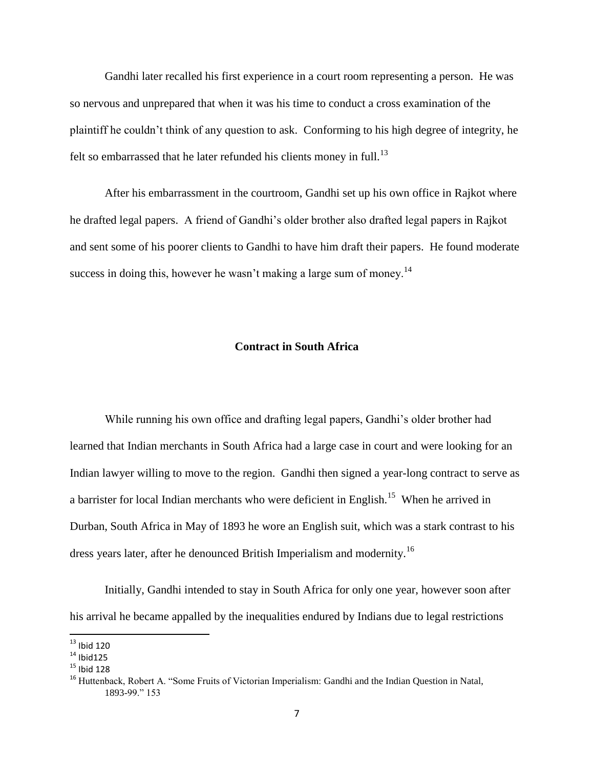Gandhi later recalled his first experience in a court room representing a person. He was so nervous and unprepared that when it was his time to conduct a cross examination of the plaintiff he couldn't think of any question to ask. Conforming to his high degree of integrity, he felt so embarrassed that he later refunded his clients money in full.[13]

After his embarrassment in the courtroom, Gandhi set up his own office in Rajkot where he drafted legal papers. A friend of Gandhi's older brother also drafted legal papers in Rajkot and sent some of his poorer clients to Gandhi to have him draft their papers. He found moderate success in doing this, however he wasn't making a large sum of money.[14]

## Contract in South Africa

While running his own office and drafting legal papers, Gandhi's older brother had learned that Indian merchants in South Africa had a large case in court and were looking for an Indian lawyer willing to move to the region. Gandhi then signed a year-long contract to serve as a barrister for local Indian merchants who were deficient in English.[15] When he arrived in Durban, South Africa in May of 1893 he wore an English suit, which was a stark contrast to his dress years later, after he denounced British Imperialism and modernity.[16]

Initially, Gandhi intended to stay in South Africa for only one year, however soon after his arrival he became appalled by the inequalities endured by Indians due to legal restrictions

---

[13] Ibid 120

[14] Ibid125

[15] Ibid 128

[16] Huttenback, Robert A. "Some Fruits of Victorian Imperialism: Gandhi and the Indian Question in Natal, 1893-99." 153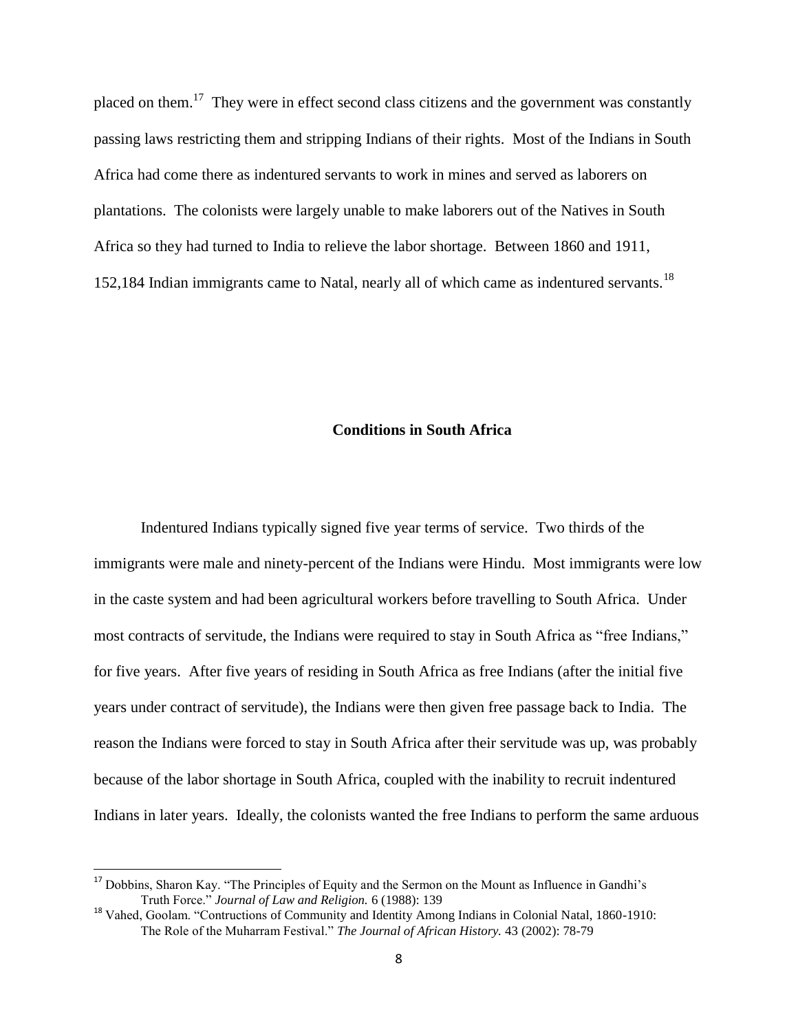placed on them.[17] They were in effect second class citizens and the government was constantly passing laws restricting them and stripping Indians of their rights. Most of the Indians in South Africa had come there as indentured servants to work in mines and served as laborers on plantations. The colonists were largely unable to make laborers out of the Natives in South Africa so they had turned to India to relieve the labor shortage. Between 1860 and 1911, 152,184 Indian immigrants came to Natal, nearly all of which came as indentured servants.[18]

## Conditions in South Africa

Indentured Indians typically signed five year terms of service. Two thirds of the immigrants were male and ninety-percent of the Indians were Hindu. Most immigrants were low in the caste system and had been agricultural workers before travelling to South Africa. Under most contracts of servitude, the Indians were required to stay in South Africa as "free Indians," for five years. After five years of residing in South Africa as free Indians (after the initial five years under contract of servitude), the Indians were then given free passage back to India. The reason the Indians were forced to stay in South Africa after their servitude was up, was probably because of the labor shortage in South Africa, coupled with the inability to recruit indentured Indians in later years. Ideally, the colonists wanted the free Indians to perform the same arduous

---

[17] Dobbins, Sharon Kay. "The Principles of Equity and the Sermon on the Mount as Influence in Gandhi's Truth Force." *Journal of Law and Religion.* 6 (1988): 139

[18] Vahed, Goolam. "Contructions of Community and Identity Among Indians in Colonial Natal, 1860-1910: The Role of the Muharram Festival." *The Journal of African History.* 43 (2002): 78-79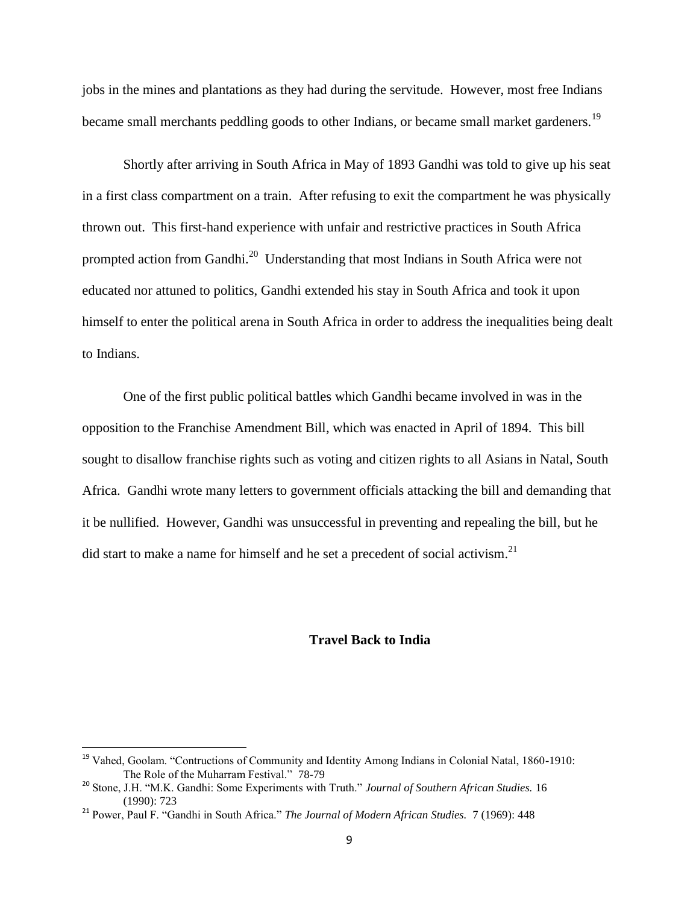jobs in the mines and plantations as they had during the servitude. However, most free Indians became small merchants peddling goods to other Indians, or became small market gardeners.[19]

Shortly after arriving in South Africa in May of 1893 Gandhi was told to give up his seat in a first class compartment on a train. After refusing to exit the compartment he was physically thrown out. This first-hand experience with unfair and restrictive practices in South Africa prompted action from Gandhi.[20] Understanding that most Indians in South Africa were not educated nor attuned to politics, Gandhi extended his stay in South Africa and took it upon himself to enter the political arena in South Africa in order to address the inequalities being dealt to Indians.

One of the first public political battles which Gandhi became involved in was in the opposition to the Franchise Amendment Bill, which was enacted in April of 1894. This bill sought to disallow franchise rights such as voting and citizen rights to all Asians in Natal, South Africa. Gandhi wrote many letters to government officials attacking the bill and demanding that it be nullified. However, Gandhi was unsuccessful in preventing and repealing the bill, but he did start to make a name for himself and he set a precedent of social activism.[21]

## Travel Back to India

---

[19] Vahed, Goolam. "Contructions of Community and Identity Among Indians in Colonial Natal, 1860-1910: The Role of the Muharram Festival." 78-79

[20] Stone, J.H. "M.K. Gandhi: Some Experiments with Truth." *Journal of Southern African Studies.* 16 (1990): 723

[21] Power, Paul F. "Gandhi in South Africa." *The Journal of Modern African Studies.* 7 (1969): 448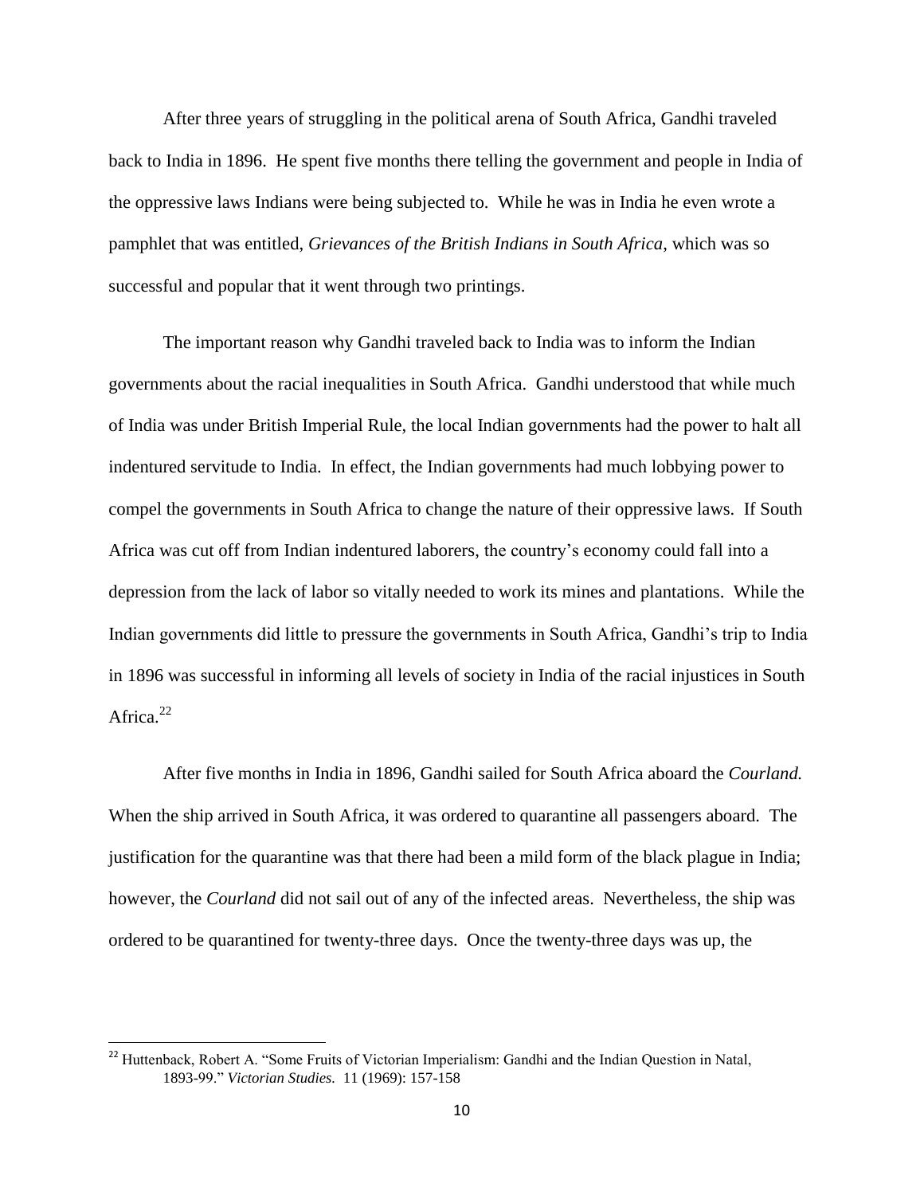After three years of struggling in the political arena of South Africa, Gandhi traveled back to India in 1896. He spent five months there telling the government and people in India of the oppressive laws Indians were being subjected to. While he was in India he even wrote a pamphlet that was entitled, *Grievances of the British Indians in South Africa*, which was so successful and popular that it went through two printings.

The important reason why Gandhi traveled back to India was to inform the Indian governments about the racial inequalities in South Africa. Gandhi understood that while much of India was under British Imperial Rule, the local Indian governments had the power to halt all indentured servitude to India. In effect, the Indian governments had much lobbying power to compel the governments in South Africa to change the nature of their oppressive laws. If South Africa was cut off from Indian indentured laborers, the country's economy could fall into a depression from the lack of labor so vitally needed to work its mines and plantations. While the Indian governments did little to pressure the governments in South Africa, Gandhi's trip to India in 1896 was successful in informing all levels of society in India of the racial injustices in South Africa.[22]

After five months in India in 1896, Gandhi sailed for South Africa aboard the *Courland.* When the ship arrived in South Africa, it was ordered to quarantine all passengers aboard. The justification for the quarantine was that there had been a mild form of the black plague in India; however, the *Courland* did not sail out of any of the infected areas. Nevertheless, the ship was ordered to be quarantined for twenty-three days. Once the twenty-three days was up, the

---

[22] Huttenback, Robert A. "Some Fruits of Victorian Imperialism: Gandhi and the Indian Question in Natal, 1893-99." *Victorian Studies.* 11 (1969): 157-158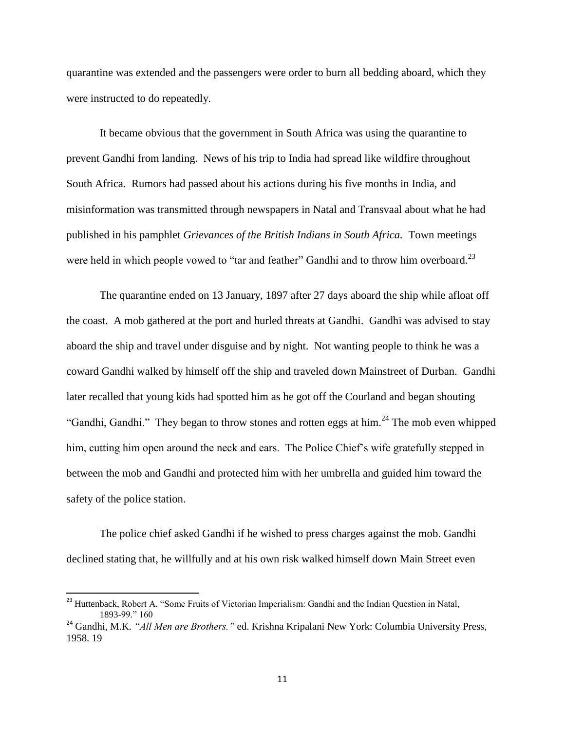quarantine was extended and the passengers were order to burn all bedding aboard, which they were instructed to do repeatedly.

It became obvious that the government in South Africa was using the quarantine to prevent Gandhi from landing. News of his trip to India had spread like wildfire throughout South Africa. Rumors had passed about his actions during his five months in India, and misinformation was transmitted through newspapers in Natal and Transvaal about what he had published in his pamphlet *Grievances of the British Indians in South Africa.* Town meetings were held in which people vowed to "tar and feather" Gandhi and to throw him overboard.[23]

The quarantine ended on 13 January, 1897 after 27 days aboard the ship while afloat off the coast. A mob gathered at the port and hurled threats at Gandhi. Gandhi was advised to stay aboard the ship and travel under disguise and by night. Not wanting people to think he was a coward Gandhi walked by himself off the ship and traveled down Mainstreet of Durban. Gandhi later recalled that young kids had spotted him as he got off the Courland and began shouting "Gandhi, Gandhi." They began to throw stones and rotten eggs at him.[24] The mob even whipped him, cutting him open around the neck and ears. The Police Chief's wife gratefully stepped in between the mob and Gandhi and protected him with her umbrella and guided him toward the safety of the police station.

The police chief asked Gandhi if he wished to press charges against the mob. Gandhi declined stating that, he willfully and at his own risk walked himself down Main Street even

---

[23] Huttenback, Robert A. "Some Fruits of Victorian Imperialism: Gandhi and the Indian Question in Natal, 1893-99." 160

[24] Gandhi, M.K. *"All Men are Brothers."* ed. Krishna Kripalani New York: Columbia University Press, 1958. 19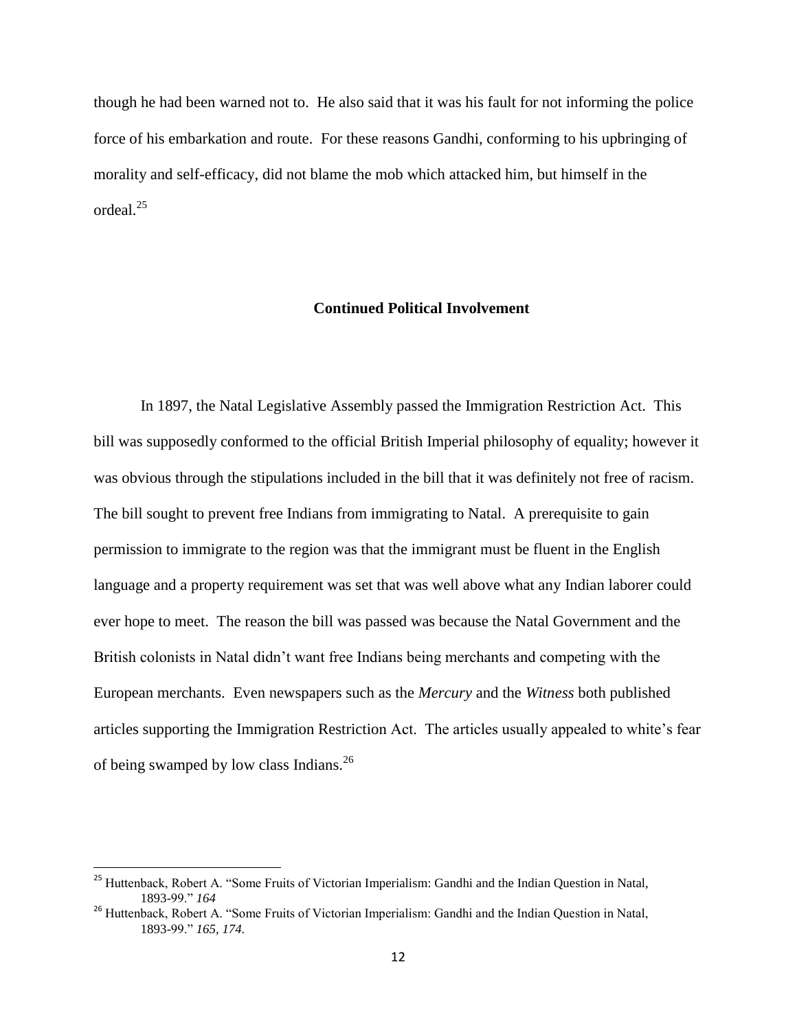though he had been warned not to. He also said that it was his fault for not informing the police force of his embarkation and route. For these reasons Gandhi, conforming to his upbringing of morality and self-efficacy, did not blame the mob which attacked him, but himself in the ordeal.[25]

## Continued Political Involvement

In 1897, the Natal Legislative Assembly passed the Immigration Restriction Act. This bill was supposedly conformed to the official British Imperial philosophy of equality; however it was obvious through the stipulations included in the bill that it was definitely not free of racism. The bill sought to prevent free Indians from immigrating to Natal. A prerequisite to gain permission to immigrate to the region was that the immigrant must be fluent in the English language and a property requirement was set that was well above what any Indian laborer could ever hope to meet. The reason the bill was passed was because the Natal Government and the British colonists in Natal didn't want free Indians being merchants and competing with the European merchants. Even newspapers such as the *Mercury* and the *Witness* both published articles supporting the Immigration Restriction Act. The articles usually appealed to white's fear of being swamped by low class Indians.[26]

---

[25] Huttenback, Robert A. "Some Fruits of Victorian Imperialism: Gandhi and the Indian Question in Natal, 1893-99." *164*

[26] Huttenback, Robert A. "Some Fruits of Victorian Imperialism: Gandhi and the Indian Question in Natal, 1893-99." *165, 174.*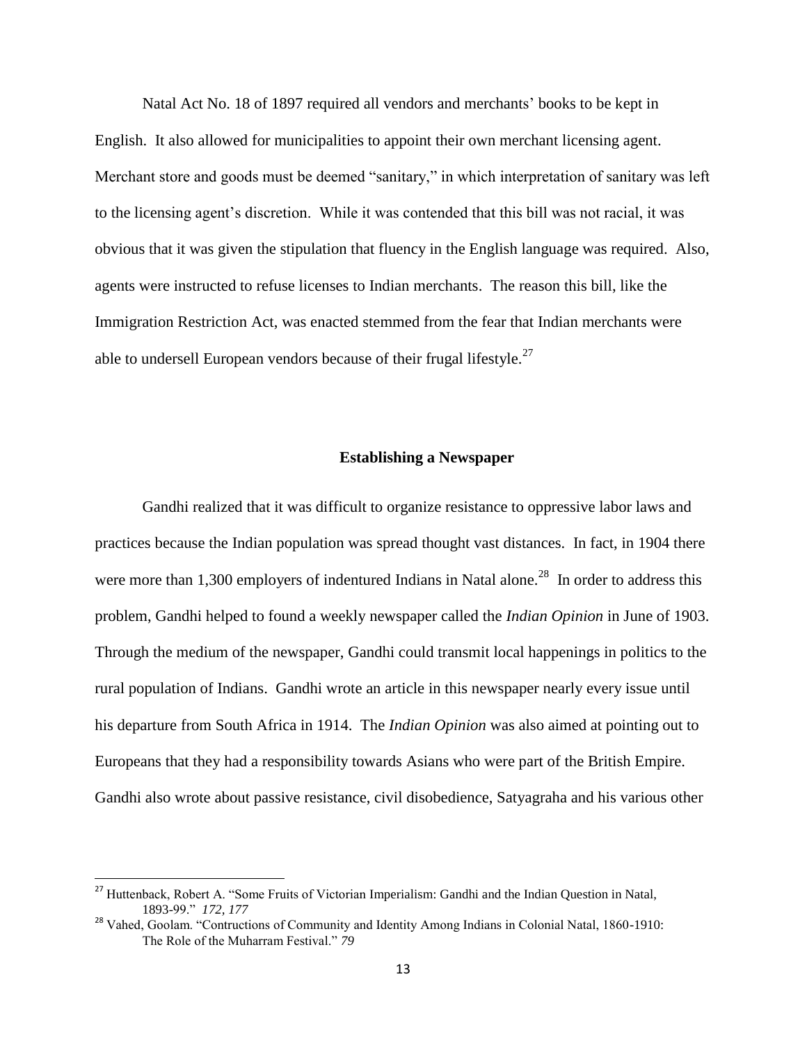Natal Act No. 18 of 1897 required all vendors and merchants' books to be kept in English. It also allowed for municipalities to appoint their own merchant licensing agent. Merchant store and goods must be deemed "sanitary," in which interpretation of sanitary was left to the licensing agent's discretion. While it was contended that this bill was not racial, it was obvious that it was given the stipulation that fluency in the English language was required. Also, agents were instructed to refuse licenses to Indian merchants. The reason this bill, like the Immigration Restriction Act, was enacted stemmed from the fear that Indian merchants were able to undersell European vendors because of their frugal lifestyle.[27]

## Establishing a Newspaper

Gandhi realized that it was difficult to organize resistance to oppressive labor laws and practices because the Indian population was spread thought vast distances. In fact, in 1904 there were more than 1,300 employers of indentured Indians in Natal alone.[28] In order to address this problem, Gandhi helped to found a weekly newspaper called the *Indian Opinion* in June of 1903. Through the medium of the newspaper, Gandhi could transmit local happenings in politics to the rural population of Indians. Gandhi wrote an article in this newspaper nearly every issue until his departure from South Africa in 1914. The *Indian Opinion* was also aimed at pointing out to Europeans that they had a responsibility towards Asians who were part of the British Empire. Gandhi also wrote about passive resistance, civil disobedience, Satyagraha and his various other

---

[27] Huttenback, Robert A. "Some Fruits of Victorian Imperialism: Gandhi and the Indian Question in Natal, 1893-99." *172, 177*

[28] Vahed, Goolam. "Contructions of Community and Identity Among Indians in Colonial Natal, 1860-1910: The Role of the Muharram Festival." *79*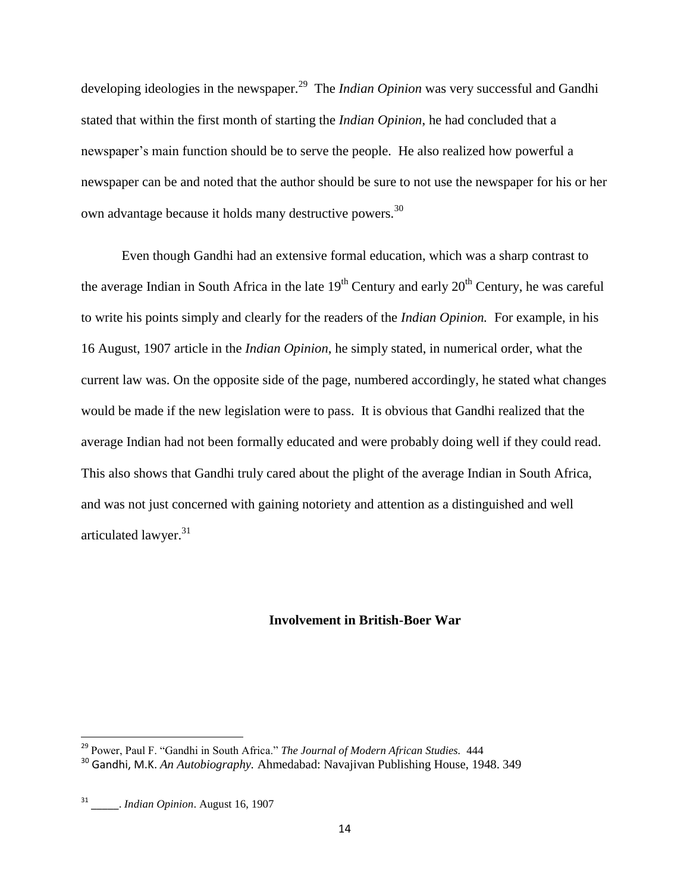developing ideologies in the newspaper.[29] The *Indian Opinion* was very successful and Gandhi stated that within the first month of starting the *Indian Opinion*, he had concluded that a newspaper's main function should be to serve the people. He also realized how powerful a newspaper can be and noted that the author should be sure to not use the newspaper for his or her own advantage because it holds many destructive powers.[30]

Even though Gandhi had an extensive formal education, which was a sharp contrast to the average Indian in South Africa in the late 19th Century and early 20th Century, he was careful to write his points simply and clearly for the readers of the *Indian Opinion.* For example, in his 16 August, 1907 article in the *Indian Opinion*, he simply stated, in numerical order, what the current law was. On the opposite side of the page, numbered accordingly, he stated what changes would be made if the new legislation were to pass. It is obvious that Gandhi realized that the average Indian had not been formally educated and were probably doing well if they could read. This also shows that Gandhi truly cared about the plight of the average Indian in South Africa, and was not just concerned with gaining notoriety and attention as a distinguished and well articulated lawyer.[31]

### Involvement in British-Boer War

---

[29] Power, Paul F. "Gandhi in South Africa." *The Journal of Modern African Studies.* 444

[30] Gandhi, M.K. *An Autobiography.* Ahmedabad: Navajivan Publishing House, 1948. 349

[31] _____. *Indian Opinion*. August 16, 1907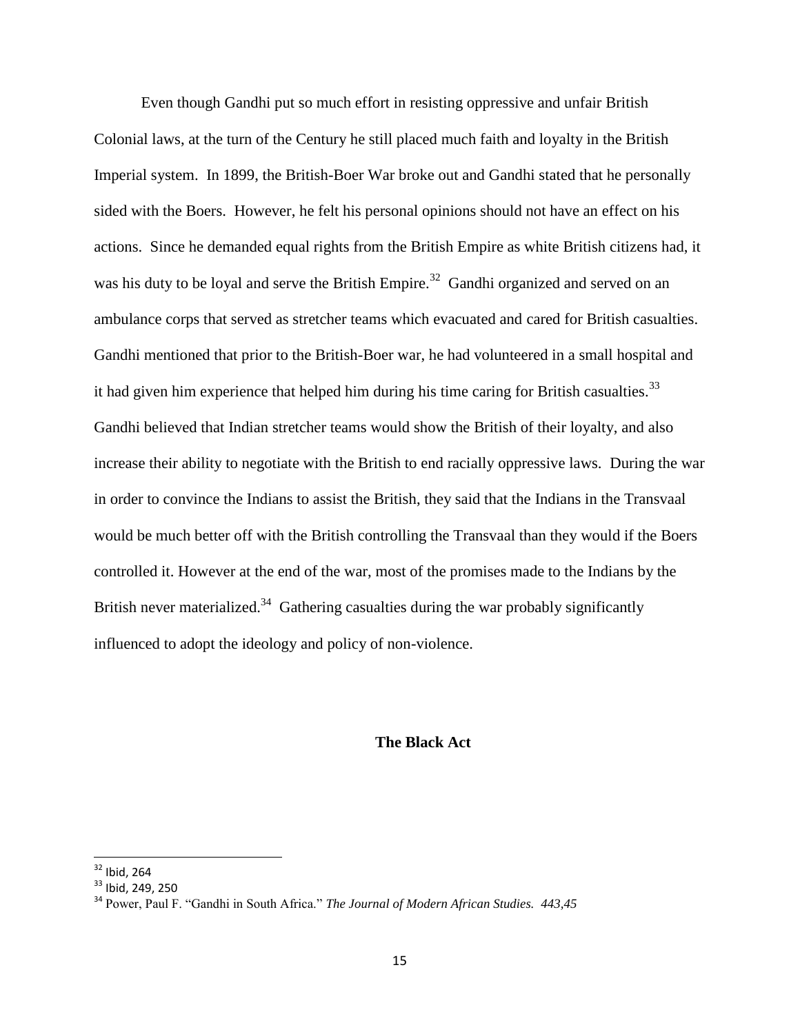Even though Gandhi put so much effort in resisting oppressive and unfair British Colonial laws, at the turn of the Century he still placed much faith and loyalty in the British Imperial system. In 1899, the British-Boer War broke out and Gandhi stated that he personally sided with the Boers. However, he felt his personal opinions should not have an effect on his actions. Since he demanded equal rights from the British Empire as white British citizens had, it was his duty to be loyal and serve the British Empire.[32] Gandhi organized and served on an ambulance corps that served as stretcher teams which evacuated and cared for British casualties. Gandhi mentioned that prior to the British-Boer war, he had volunteered in a small hospital and it had given him experience that helped him during his time caring for British casualties.[33] Gandhi believed that Indian stretcher teams would show the British of their loyalty, and also increase their ability to negotiate with the British to end racially oppressive laws. During the war in order to convince the Indians to assist the British, they said that the Indians in the Transvaal would be much better off with the British controlling the Transvaal than they would if the Boers controlled it. However at the end of the war, most of the promises made to the Indians by the British never materialized.[34] Gathering casualties during the war probably significantly influenced to adopt the ideology and policy of non-violence.

## The Black Act

---

[32] Ibid, 264

[33] Ibid, 249, 250

[34] Power, Paul F. "Gandhi in South Africa." *The Journal of Modern African Studies. 443,45*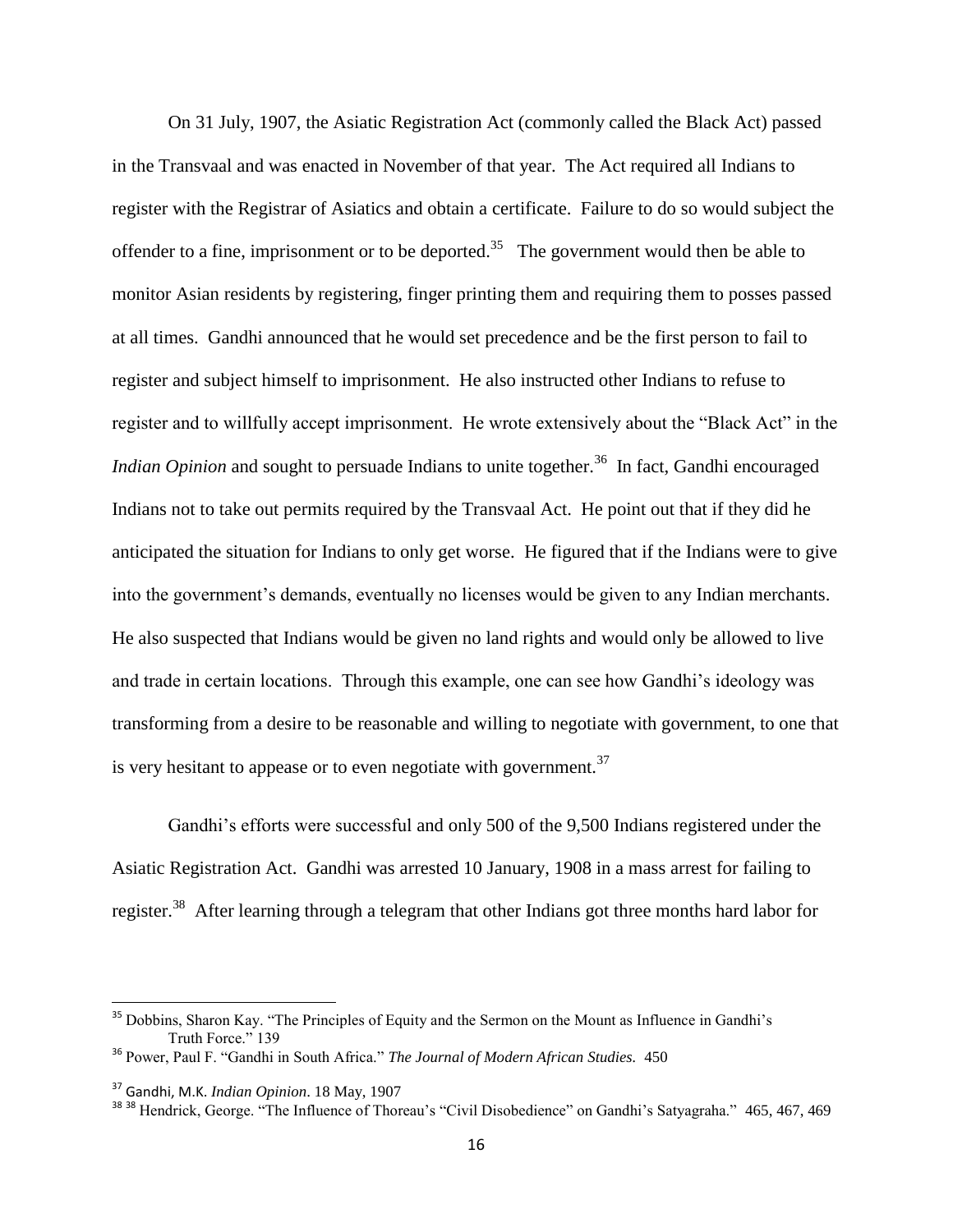On 31 July, 1907, the Asiatic Registration Act (commonly called the Black Act) passed in the Transvaal and was enacted in November of that year. The Act required all Indians to register with the Registrar of Asiatics and obtain a certificate. Failure to do so would subject the offender to a fine, imprisonment or to be deported.[35] The government would then be able to monitor Asian residents by registering, finger printing them and requiring them to posses passed at all times. Gandhi announced that he would set precedence and be the first person to fail to register and subject himself to imprisonment. He also instructed other Indians to refuse to register and to willfully accept imprisonment. He wrote extensively about the "Black Act" in the *Indian Opinion* and sought to persuade Indians to unite together.[36] In fact, Gandhi encouraged Indians not to take out permits required by the Transvaal Act. He point out that if they did he anticipated the situation for Indians to only get worse. He figured that if the Indians were to give into the government's demands, eventually no licenses would be given to any Indian merchants. He also suspected that Indians would be given no land rights and would only be allowed to live and trade in certain locations. Through this example, one can see how Gandhi's ideology was transforming from a desire to be reasonable and willing to negotiate with government, to one that is very hesitant to appease or to even negotiate with government.[37]

Gandhi's efforts were successful and only 500 of the 9,500 Indians registered under the Asiatic Registration Act. Gandhi was arrested 10 January, 1908 in a mass arrest for failing to register.[38] After learning through a telegram that other Indians got three months hard labor for

---

[35] Dobbins, Sharon Kay. "The Principles of Equity and the Sermon on the Mount as Influence in Gandhi's Truth Force." 139

[36] Power, Paul F. "Gandhi in South Africa." *The Journal of Modern African Studies.* 450

[37] Gandhi, M.K. *Indian Opinion*. 18 May, 1907

[38] [38] Hendrick, George. "The Influence of Thoreau's "Civil Disobedience" on Gandhi's Satyagraha." 465, 467, 469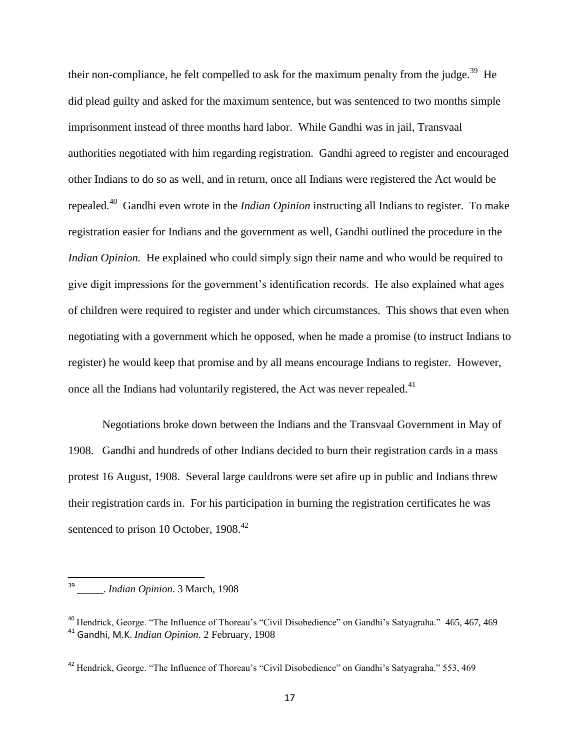their non-compliance, he felt compelled to ask for the maximum penalty from the judge.[39] He did plead guilty and asked for the maximum sentence, but was sentenced to two months simple imprisonment instead of three months hard labor. While Gandhi was in jail, Transvaal authorities negotiated with him regarding registration. Gandhi agreed to register and encouraged other Indians to do so as well, and in return, once all Indians were registered the Act would be repealed.[40] Gandhi even wrote in the *Indian Opinion* instructing all Indians to register. To make registration easier for Indians and the government as well, Gandhi outlined the procedure in the *Indian Opinion.* He explained who could simply sign their name and who would be required to give digit impressions for the government's identification records. He also explained what ages of children were required to register and under which circumstances. This shows that even when negotiating with a government which he opposed, when he made a promise (to instruct Indians to register) he would keep that promise and by all means encourage Indians to register. However, once all the Indians had voluntarily registered, the Act was never repealed.[41]

Negotiations broke down between the Indians and the Transvaal Government in May of 1908. Gandhi and hundreds of other Indians decided to burn their registration cards in a mass protest 16 August, 1908. Several large cauldrons were set afire up in public and Indians threw their registration cards in. For his participation in burning the registration certificates he was sentenced to prison 10 October, 1908.[42]

---

[39] _____. *Indian Opinion.* 3 March, 1908

[40] Hendrick, George. "The Influence of Thoreau's "Civil Disobedience" on Gandhi's Satyagraha." 465, 467, 469

[41] Gandhi, M.K. *Indian Opinion*. 2 February, 1908

[42] Hendrick, George. "The Influence of Thoreau's "Civil Disobedience" on Gandhi's Satyagraha." 553, 469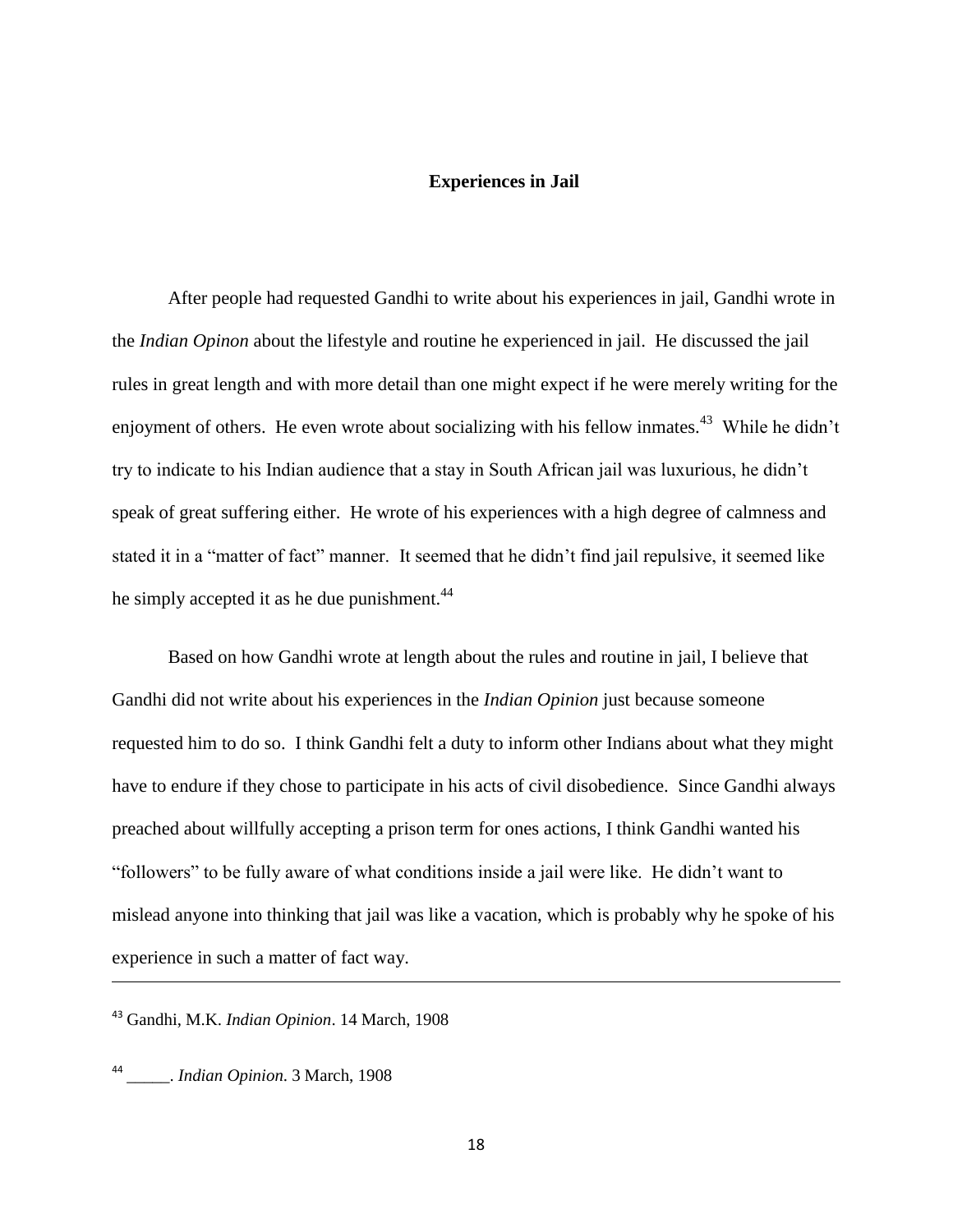## Experiences in Jail

After people had requested Gandhi to write about his experiences in jail, Gandhi wrote in the *Indian Opinon* about the lifestyle and routine he experienced in jail. He discussed the jail rules in great length and with more detail than one might expect if he were merely writing for the enjoyment of others. He even wrote about socializing with his fellow inmates.[43] While he didn't try to indicate to his Indian audience that a stay in South African jail was luxurious, he didn't speak of great suffering either. He wrote of his experiences with a high degree of calmness and stated it in a "matter of fact" manner. It seemed that he didn't find jail repulsive, it seemed like he simply accepted it as he due punishment.[44]

Based on how Gandhi wrote at length about the rules and routine in jail, I believe that Gandhi did not write about his experiences in the *Indian Opinion* just because someone requested him to do so. I think Gandhi felt a duty to inform other Indians about what they might have to endure if they chose to participate in his acts of civil disobedience. Since Gandhi always preached about willfully accepting a prison term for ones actions, I think Gandhi wanted his "followers" to be fully aware of what conditions inside a jail were like. He didn't want to mislead anyone into thinking that jail was like a vacation, which is probably why he spoke of his experience in such a matter of fact way.

---

[43] Gandhi, M.K. *Indian Opinion*. 14 March, 1908

[44] _____. *Indian Opinion*. 3 March, 1908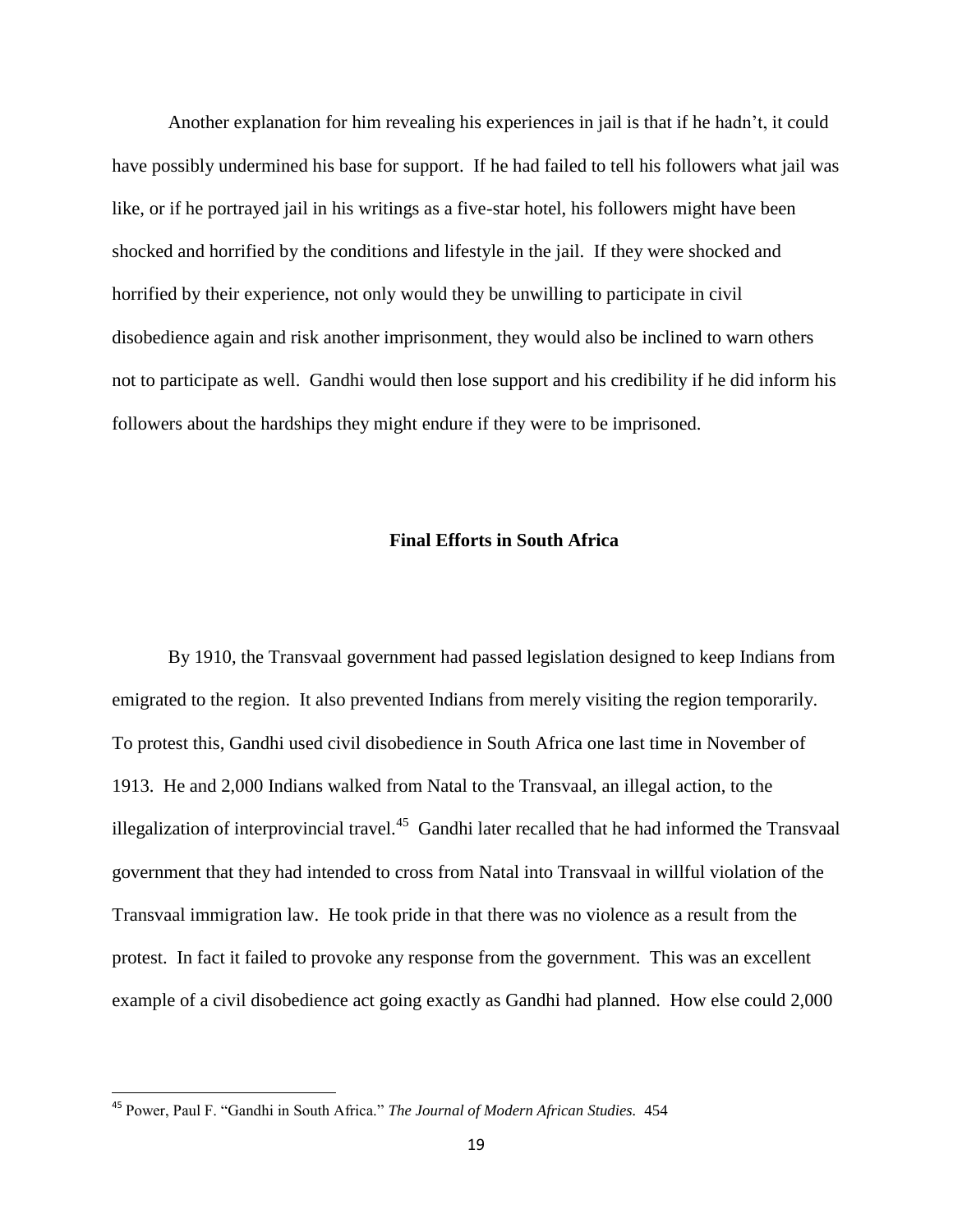Another explanation for him revealing his experiences in jail is that if he hadn't, it could have possibly undermined his base for support. If he had failed to tell his followers what jail was like, or if he portrayed jail in his writings as a five-star hotel, his followers might have been shocked and horrified by the conditions and lifestyle in the jail. If they were shocked and horrified by their experience, not only would they be unwilling to participate in civil disobedience again and risk another imprisonment, they would also be inclined to warn others not to participate as well. Gandhi would then lose support and his credibility if he did inform his followers about the hardships they might endure if they were to be imprisoned.

## Final Efforts in South Africa

By 1910, the Transvaal government had passed legislation designed to keep Indians from emigrated to the region. It also prevented Indians from merely visiting the region temporarily. To protest this, Gandhi used civil disobedience in South Africa one last time in November of 1913. He and 2,000 Indians walked from Natal to the Transvaal, an illegal action, to the illegalization of interprovincial travel.[45] Gandhi later recalled that he had informed the Transvaal government that they had intended to cross from Natal into Transvaal in willful violation of the Transvaal immigration law. He took pride in that there was no violence as a result from the protest. In fact it failed to provoke any response from the government. This was an excellent example of a civil disobedience act going exactly as Gandhi had planned. How else could 2,000

[45] Power, Paul F. "Gandhi in South Africa." *The Journal of Modern African Studies.* 454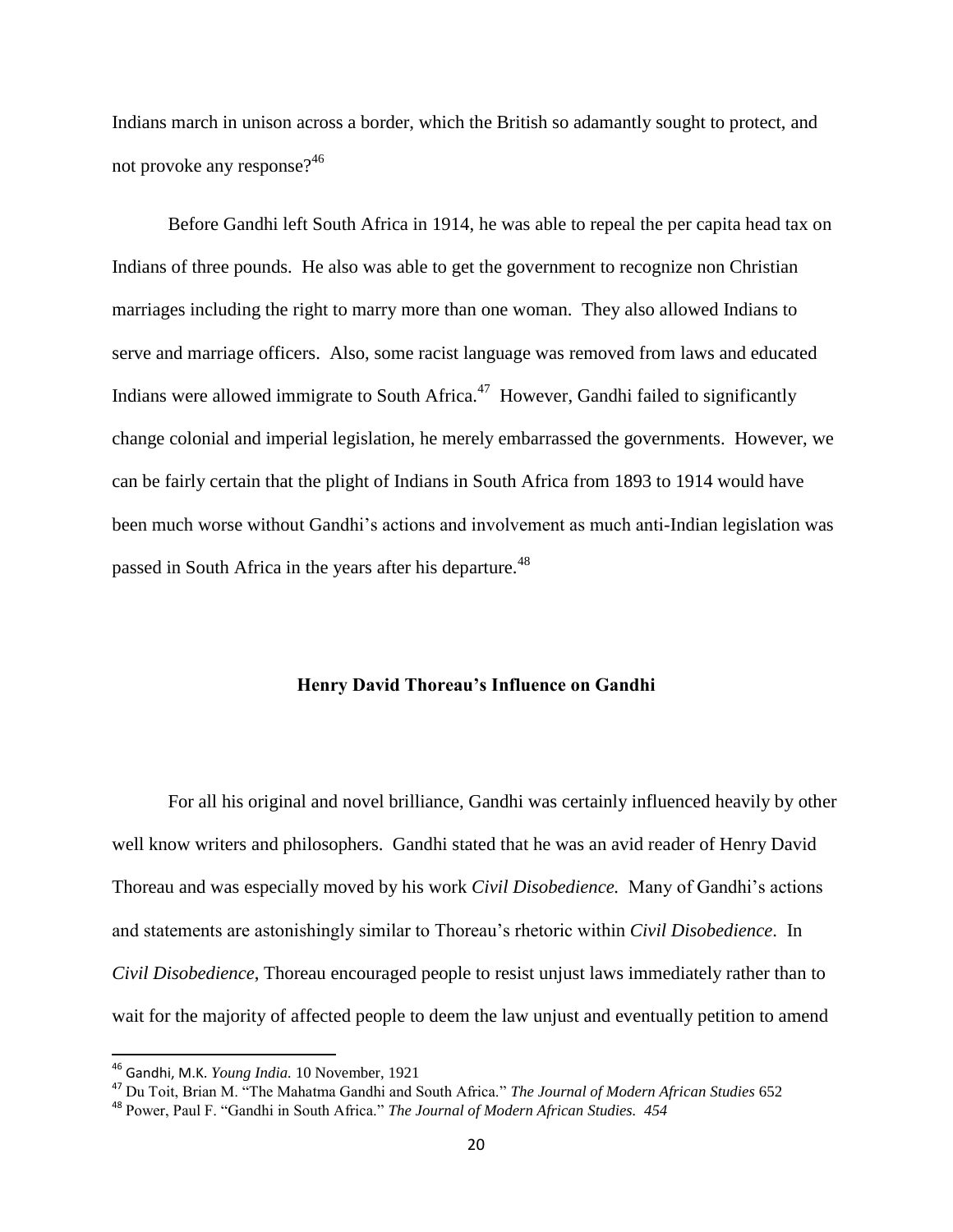Indians march in unison across a border, which the British so adamantly sought to protect, and not provoke any response?[46]

Before Gandhi left South Africa in 1914, he was able to repeal the per capita head tax on Indians of three pounds. He also was able to get the government to recognize non Christian marriages including the right to marry more than one woman. They also allowed Indians to serve and marriage officers. Also, some racist language was removed from laws and educated Indians were allowed immigrate to South Africa.[47] However, Gandhi failed to significantly change colonial and imperial legislation, he merely embarrassed the governments. However, we can be fairly certain that the plight of Indians in South Africa from 1893 to 1914 would have been much worse without Gandhi's actions and involvement as much anti-Indian legislation was passed in South Africa in the years after his departure.[48]

## Henry David Thoreau's Influence on Gandhi

For all his original and novel brilliance, Gandhi was certainly influenced heavily by other well know writers and philosophers. Gandhi stated that he was an avid reader of Henry David Thoreau and was especially moved by his work *Civil Disobedience.* Many of Gandhi's actions and statements are astonishingly similar to Thoreau's rhetoric within *Civil Disobedience*. In *Civil Disobedience*, Thoreau encouraged people to resist unjust laws immediately rather than to wait for the majority of affected people to deem the law unjust and eventually petition to amend

---

[46] Gandhi, M.K. *Young India.* 10 November, 1921

[47] Du Toit, Brian M. "The Mahatma Gandhi and South Africa." *The Journal of Modern African Studies* 652

[48] Power, Paul F. "Gandhi in South Africa." *The Journal of Modern African Studies. 454*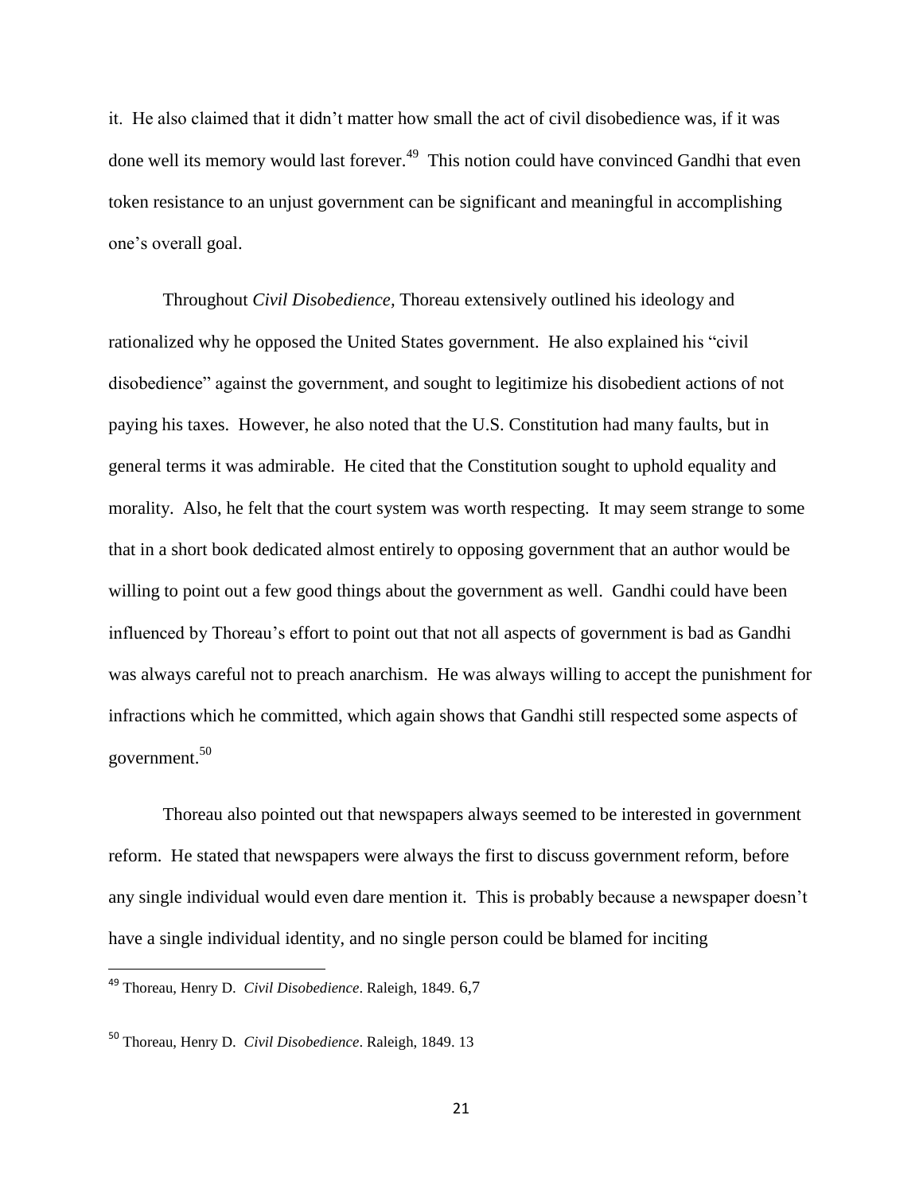it. He also claimed that it didn't matter how small the act of civil disobedience was, if it was done well its memory would last forever.[49] This notion could have convinced Gandhi that even token resistance to an unjust government can be significant and meaningful in accomplishing one's overall goal.

Throughout *Civil Disobedience,* Thoreau extensively outlined his ideology and rationalized why he opposed the United States government. He also explained his "civil disobedience" against the government, and sought to legitimize his disobedient actions of not paying his taxes. However, he also noted that the U.S. Constitution had many faults, but in general terms it was admirable. He cited that the Constitution sought to uphold equality and morality. Also, he felt that the court system was worth respecting. It may seem strange to some that in a short book dedicated almost entirely to opposing government that an author would be willing to point out a few good things about the government as well. Gandhi could have been influenced by Thoreau's effort to point out that not all aspects of government is bad as Gandhi was always careful not to preach anarchism. He was always willing to accept the punishment for infractions which he committed, which again shows that Gandhi still respected some aspects of government.[50]

Thoreau also pointed out that newspapers always seemed to be interested in government reform. He stated that newspapers were always the first to discuss government reform, before any single individual would even dare mention it. This is probably because a newspaper doesn't have a single individual identity, and no single person could be blamed for inciting

---

[49] Thoreau, Henry D. *Civil Disobedience*. Raleigh, 1849. 6,7

[50] Thoreau, Henry D. *Civil Disobedience*. Raleigh, 1849. 13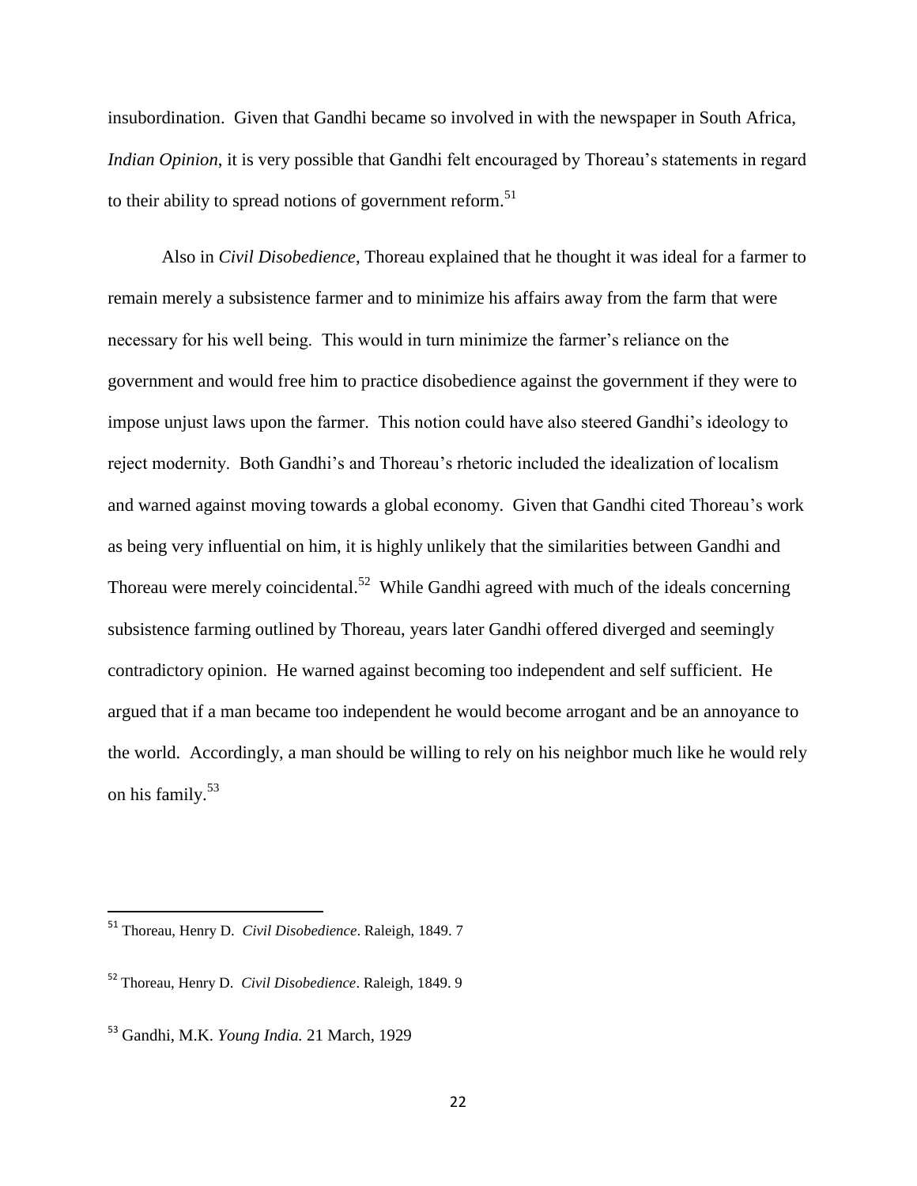insubordination. Given that Gandhi became so involved in with the newspaper in South Africa, *Indian Opinion*, it is very possible that Gandhi felt encouraged by Thoreau's statements in regard to their ability to spread notions of government reform.[51]

Also in *Civil Disobedience*, Thoreau explained that he thought it was ideal for a farmer to remain merely a subsistence farmer and to minimize his affairs away from the farm that were necessary for his well being. This would in turn minimize the farmer's reliance on the government and would free him to practice disobedience against the government if they were to impose unjust laws upon the farmer. This notion could have also steered Gandhi's ideology to reject modernity. Both Gandhi's and Thoreau's rhetoric included the idealization of localism and warned against moving towards a global economy. Given that Gandhi cited Thoreau's work as being very influential on him, it is highly unlikely that the similarities between Gandhi and Thoreau were merely coincidental.[52] While Gandhi agreed with much of the ideals concerning subsistence farming outlined by Thoreau, years later Gandhi offered diverged and seemingly contradictory opinion. He warned against becoming too independent and self sufficient. He argued that if a man became too independent he would become arrogant and be an annoyance to the world. Accordingly, a man should be willing to rely on his neighbor much like he would rely on his family.[53]

---

[51] Thoreau, Henry D. *Civil Disobedience*. Raleigh, 1849. 7

[52] Thoreau, Henry D. *Civil Disobedience*. Raleigh, 1849. 9

[53] Gandhi, M.K. *Young India.* 21 March, 1929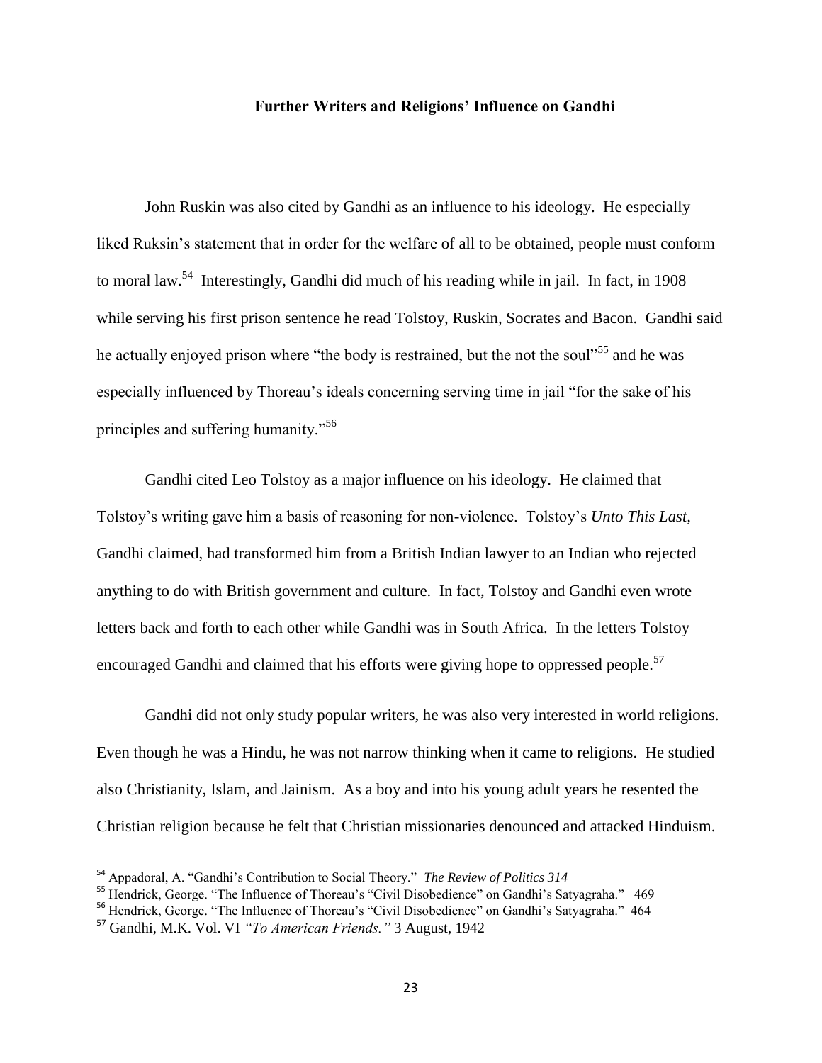## Further Writers and Religions' Influence on Gandhi

John Ruskin was also cited by Gandhi as an influence to his ideology. He especially liked Ruksin's statement that in order for the welfare of all to be obtained, people must conform to moral law.[54] Interestingly, Gandhi did much of his reading while in jail. In fact, in 1908 while serving his first prison sentence he read Tolstoy, Ruskin, Socrates and Bacon. Gandhi said he actually enjoyed prison where "the body is restrained, but the not the soul"[55] and he was especially influenced by Thoreau's ideals concerning serving time in jail "for the sake of his principles and suffering humanity."[56]

Gandhi cited Leo Tolstoy as a major influence on his ideology. He claimed that Tolstoy's writing gave him a basis of reasoning for non-violence. Tolstoy's *Unto This Last,* Gandhi claimed, had transformed him from a British Indian lawyer to an Indian who rejected anything to do with British government and culture. In fact, Tolstoy and Gandhi even wrote letters back and forth to each other while Gandhi was in South Africa. In the letters Tolstoy encouraged Gandhi and claimed that his efforts were giving hope to oppressed people.[57]

Gandhi did not only study popular writers, he was also very interested in world religions. Even though he was a Hindu, he was not narrow thinking when it came to religions. He studied also Christianity, Islam, and Jainism. As a boy and into his young adult years he resented the Christian religion because he felt that Christian missionaries denounced and attacked Hinduism.

---

[54] Appadoral, A. "Gandhi's Contribution to Social Theory." *The Review of Politics 314*

[55] Hendrick, George. "The Influence of Thoreau's "Civil Disobedience" on Gandhi's Satyagraha." 469

[56] Hendrick, George. "The Influence of Thoreau's "Civil Disobedience" on Gandhi's Satyagraha." 464

[57] Gandhi, M.K. Vol. VI *"To American Friends."* 3 August, 1942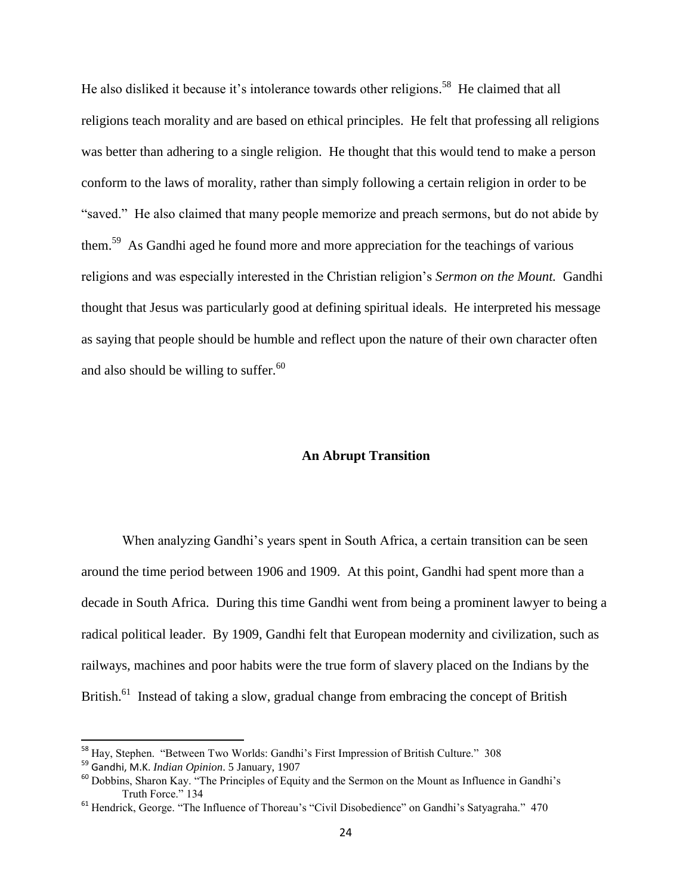He also disliked it because it's intolerance towards other religions.[58] He claimed that all religions teach morality and are based on ethical principles. He felt that professing all religions was better than adhering to a single religion. He thought that this would tend to make a person conform to the laws of morality, rather than simply following a certain religion in order to be "saved." He also claimed that many people memorize and preach sermons, but do not abide by them.[59] As Gandhi aged he found more and more appreciation for the teachings of various religions and was especially interested in the Christian religion's *Sermon on the Mount.* Gandhi thought that Jesus was particularly good at defining spiritual ideals. He interpreted his message as saying that people should be humble and reflect upon the nature of their own character often and also should be willing to suffer.[60]

## An Abrupt Transition

When analyzing Gandhi's years spent in South Africa, a certain transition can be seen around the time period between 1906 and 1909. At this point, Gandhi had spent more than a decade in South Africa. During this time Gandhi went from being a prominent lawyer to being a radical political leader. By 1909, Gandhi felt that European modernity and civilization, such as railways, machines and poor habits were the true form of slavery placed on the Indians by the British.[61] Instead of taking a slow, gradual change from embracing the concept of British

---

[58] Hay, Stephen. "Between Two Worlds: Gandhi's First Impression of British Culture." 308

[59] Gandhi, M.K. *Indian Opinion*. 5 January, 1907

[60] Dobbins, Sharon Kay. "The Principles of Equity and the Sermon on the Mount as Influence in Gandhi's Truth Force." 134

[61] Hendrick, George. "The Influence of Thoreau's "Civil Disobedience" on Gandhi's Satyagraha." 470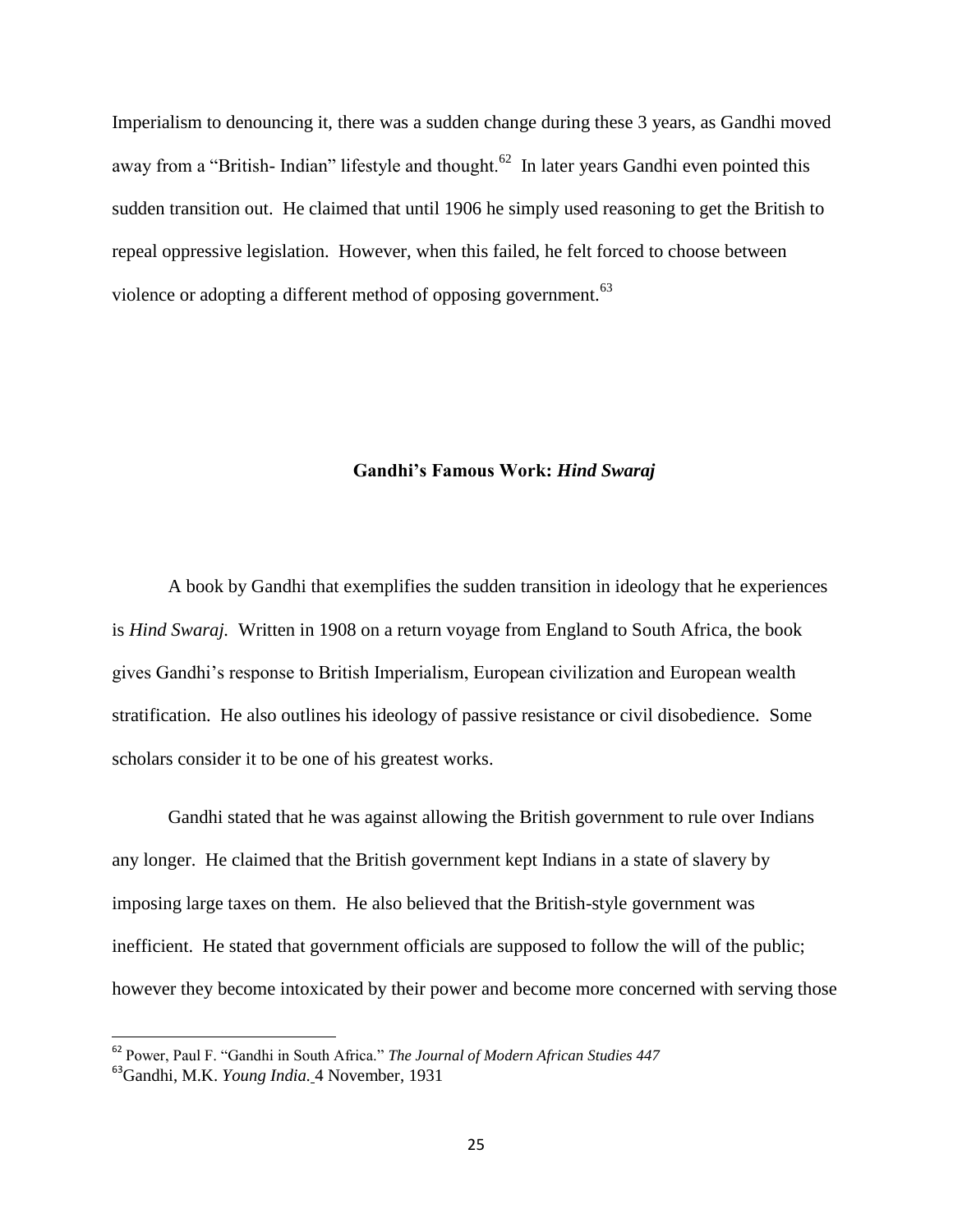Imperialism to denouncing it, there was a sudden change during these 3 years, as Gandhi moved away from a "British- Indian" lifestyle and thought.[62] In later years Gandhi even pointed this sudden transition out. He claimed that until 1906 he simply used reasoning to get the British to repeal oppressive legislation. However, when this failed, he felt forced to choose between violence or adopting a different method of opposing government.[63]

## Gandhi's Famous Work: *Hind Swaraj*

A book by Gandhi that exemplifies the sudden transition in ideology that he experiences is *Hind Swaraj*. Written in 1908 on a return voyage from England to South Africa, the book gives Gandhi's response to British Imperialism, European civilization and European wealth stratification. He also outlines his ideology of passive resistance or civil disobedience. Some scholars consider it to be one of his greatest works.

Gandhi stated that he was against allowing the British government to rule over Indians any longer. He claimed that the British government kept Indians in a state of slavery by imposing large taxes on them. He also believed that the British-style government was inefficient. He stated that government officials are supposed to follow the will of the public; however they become intoxicated by their power and become more concerned with serving those

---

[62] Power, Paul F. "Gandhi in South Africa." *The Journal of Modern African Studies 447*

[63] Gandhi, M.K. *Young India.* 4 November, 1931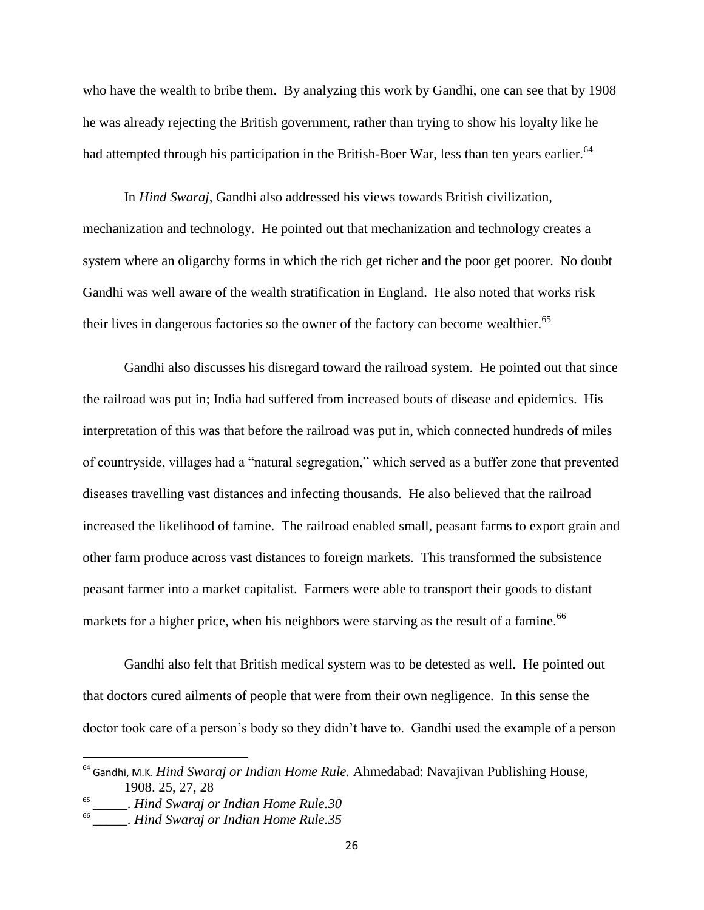who have the wealth to bribe them. By analyzing this work by Gandhi, one can see that by 1908 he was already rejecting the British government, rather than trying to show his loyalty like he had attempted through his participation in the British-Boer War, less than ten years earlier.[64]

In *Hind Swaraj*, Gandhi also addressed his views towards British civilization, mechanization and technology. He pointed out that mechanization and technology creates a system where an oligarchy forms in which the rich get richer and the poor get poorer. No doubt Gandhi was well aware of the wealth stratification in England. He also noted that works risk their lives in dangerous factories so the owner of the factory can become wealthier.[65]

Gandhi also discusses his disregard toward the railroad system. He pointed out that since the railroad was put in; India had suffered from increased bouts of disease and epidemics. His interpretation of this was that before the railroad was put in, which connected hundreds of miles of countryside, villages had a "natural segregation," which served as a buffer zone that prevented diseases travelling vast distances and infecting thousands. He also believed that the railroad increased the likelihood of famine. The railroad enabled small, peasant farms to export grain and other farm produce across vast distances to foreign markets. This transformed the subsistence peasant farmer into a market capitalist. Farmers were able to transport their goods to distant markets for a higher price, when his neighbors were starving as the result of a famine.[66]

Gandhi also felt that British medical system was to be detested as well. He pointed out that doctors cured ailments of people that were from their own negligence. In this sense the doctor took care of a person's body so they didn't have to. Gandhi used the example of a person

---

[64] Gandhi, M.K. *Hind Swaraj or Indian Home Rule.* Ahmedabad: Navajivan Publishing House, 1908. 25, 27, 28

[65] _____. *Hind Swaraj or Indian Home Rule.30*

[66] _____. *Hind Swaraj or Indian Home Rule.35*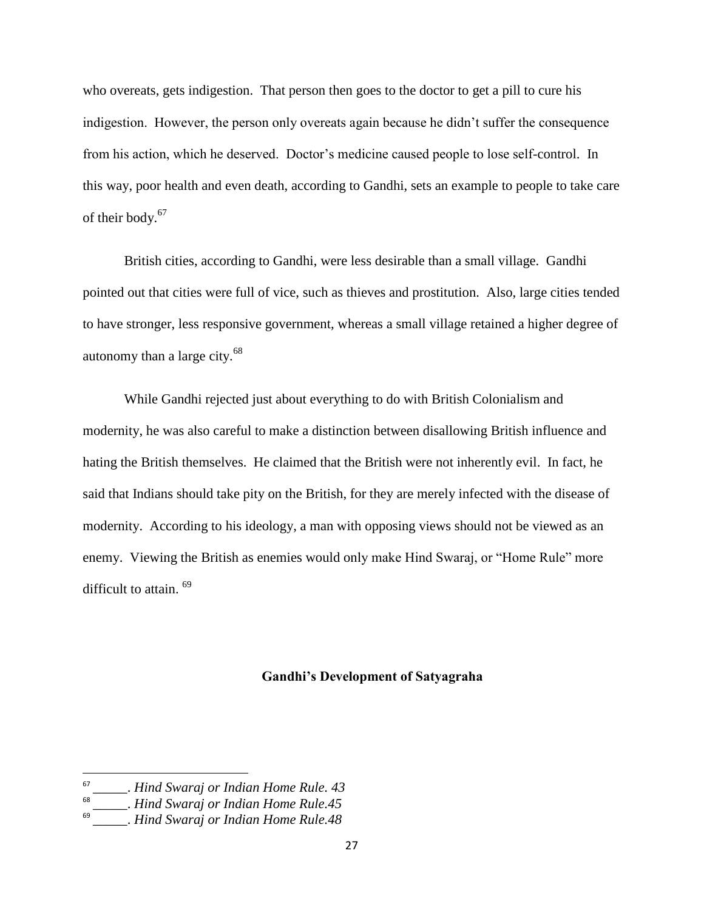who overeats, gets indigestion. That person then goes to the doctor to get a pill to cure his indigestion. However, the person only overeats again because he didn't suffer the consequence from his action, which he deserved. Doctor's medicine caused people to lose self-control. In this way, poor health and even death, according to Gandhi, sets an example to people to take care of their body.[67]

British cities, according to Gandhi, were less desirable than a small village. Gandhi pointed out that cities were full of vice, such as thieves and prostitution. Also, large cities tended to have stronger, less responsive government, whereas a small village retained a higher degree of autonomy than a large city.[68]

While Gandhi rejected just about everything to do with British Colonialism and modernity, he was also careful to make a distinction between disallowing British influence and hating the British themselves. He claimed that the British were not inherently evil. In fact, he said that Indians should take pity on the British, for they are merely infected with the disease of modernity. According to his ideology, a man with opposing views should not be viewed as an enemy. Viewing the British as enemies would only make Hind Swaraj, or "Home Rule" more difficult to attain.[69]

## Gandhi's Development of Satyagraha

---

[67] *_____. Hind Swaraj or Indian Home Rule. 43*

[68] *_____. Hind Swaraj or Indian Home Rule.45*

[69] *_____. Hind Swaraj or Indian Home Rule.48*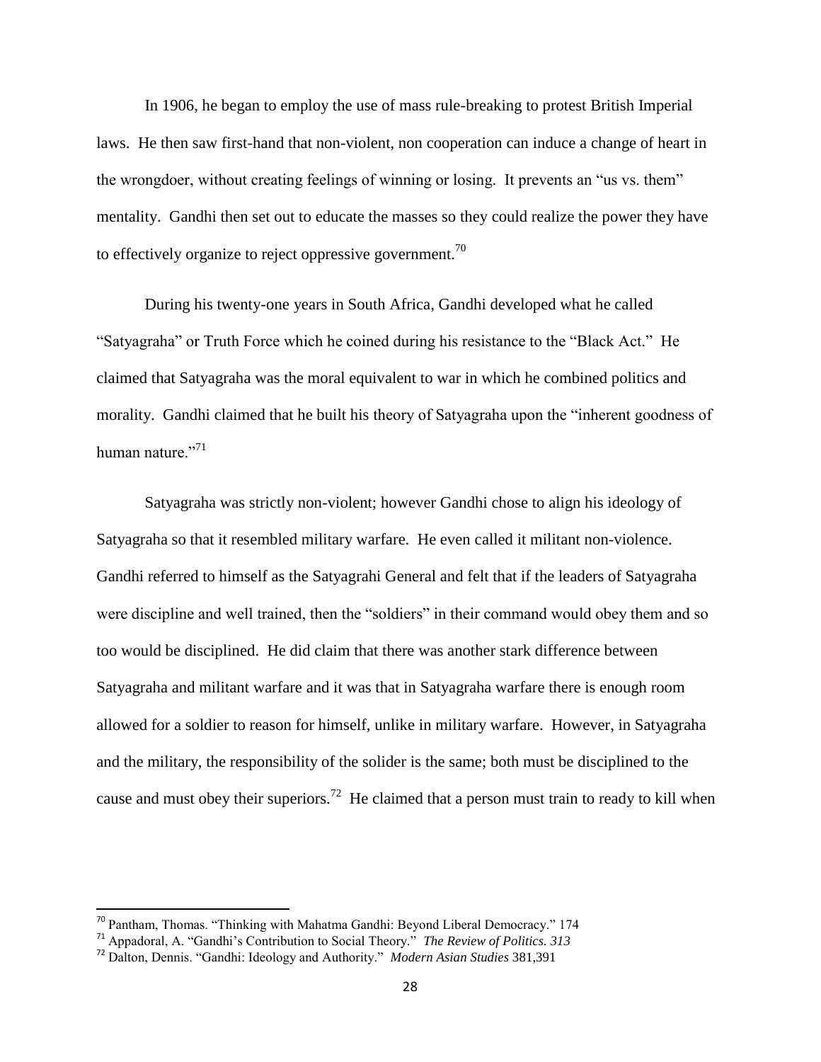In 1906, he began to employ the use of mass rule-breaking to protest British Imperial laws. He then saw first-hand that non-violent, non cooperation can induce a change of heart in the wrongdoer, without creating feelings of winning or losing. It prevents an "us vs. them" mentality. Gandhi then set out to educate the masses so they could realize the power they have to effectively organize to reject oppressive government.[70]

During his twenty-one years in South Africa, Gandhi developed what he called "Satyagraha" or Truth Force which he coined during his resistance to the "Black Act." He claimed that Satyagraha was the moral equivalent to war in which he combined politics and morality. Gandhi claimed that he built his theory of Satyagraha upon the "inherent goodness of human nature."[71]

Satyagraha was strictly non-violent; however Gandhi chose to align his ideology of Satyagraha so that it resembled military warfare. He even called it militant non-violence. Gandhi referred to himself as the Satyagrahi General and felt that if the leaders of Satyagraha were discipline and well trained, then the "soldiers" in their command would obey them and so too would be disciplined. He did claim that there was another stark difference between Satyagraha and militant warfare and it was that in Satyagraha warfare there is enough room allowed for a soldier to reason for himself, unlike in military warfare. However, in Satyagraha and the military, the responsibility of the solider is the same; both must be disciplined to the cause and must obey their superiors.[72] He claimed that a person must train to ready to kill when

---

[70] Pantham, Thomas. "Thinking with Mahatma Gandhi: Beyond Liberal Democracy." 174

[71] Appadoral, A. "Gandhi's Contribution to Social Theory." *The Review of Politics. 313*

[72] Dalton, Dennis. "Gandhi: Ideology and Authority." *Modern Asian Studies* 381,391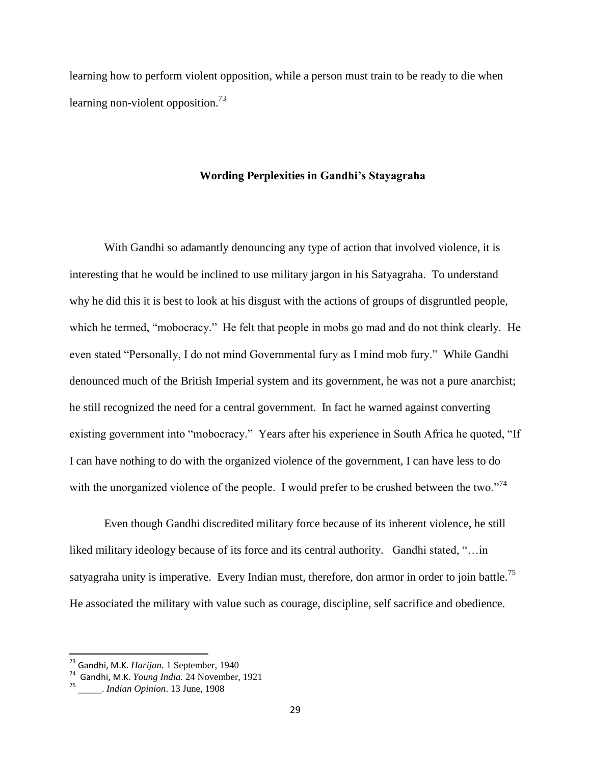learning how to perform violent opposition, while a person must train to be ready to die when learning non-violent opposition.[73]

### **Wording Perplexities in Gandhi's Stayagraha**

With Gandhi so adamantly denouncing any type of action that involved violence, it is interesting that he would be inclined to use military jargon in his Satyagraha. To understand why he did this it is best to look at his disgust with the actions of groups of disgruntled people, which he termed, "mobocracy." He felt that people in mobs go mad and do not think clearly. He even stated "Personally, I do not mind Governmental fury as I mind mob fury." While Gandhi denounced much of the British Imperial system and its government, he was not a pure anarchist; he still recognized the need for a central government. In fact he warned against converting existing government into "mobocracy." Years after his experience in South Africa he quoted, "If I can have nothing to do with the organized violence of the government, I can have less to do with the unorganized violence of the people. I would prefer to be crushed between the two."[74]

Even though Gandhi discredited military force because of its inherent violence, he still liked military ideology because of its force and its central authority. Gandhi stated, "…in satyagraha unity is imperative. Every Indian must, therefore, don armor in order to join battle.[75] He associated the military with value such as courage, discipline, self sacrifice and obedience.

---

[73] Gandhi, M.K. *Harijan.* 1 September, 1940

[74] Gandhi, M.K. *Young India.* 24 November, 1921

[75] _____. *Indian Opinion*. 13 June, 1908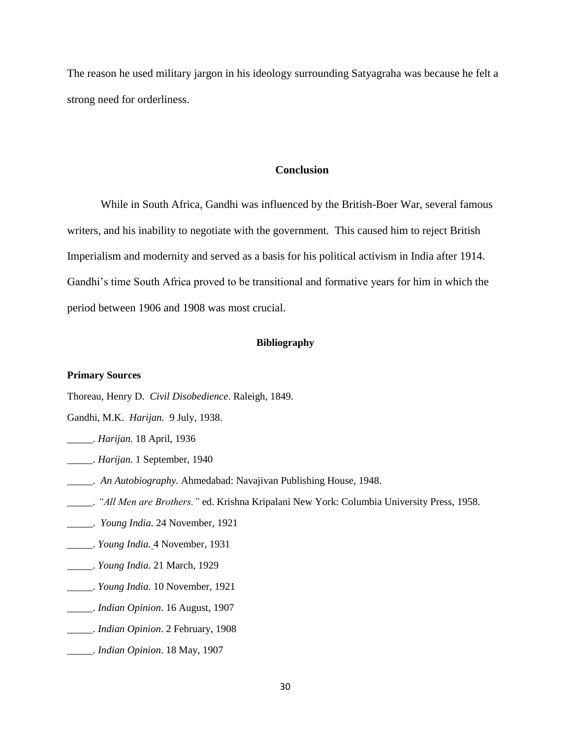The reason he used military jargon in his ideology surrounding Satyagraha was because he felt a strong need for orderliness.

## Conclusion

While in South Africa, Gandhi was influenced by the British-Boer War, several famous writers, and his inability to negotiate with the government. This caused him to reject British Imperialism and modernity and served as a basis for his political activism in India after 1914. Gandhi's time South Africa proved to be transitional and formative years for him in which the period between 1906 and 1908 was most crucial.

## Bibliography

### Primary Sources

Thoreau, Henry D. *Civil Disobedience*. Raleigh, 1849.

Gandhi, M.K. *Harijan.* 9 July, 1938.

_____. *Harijan.* 18 April, 1936

_____. *Harijan.* 1 September, 1940

_____. *An Autobiography.* Ahmedabad: Navajivan Publishing House, 1948.

_____. *"All Men are Brothers."* ed. Krishna Kripalani New York: Columbia University Press, 1958.

_____. *Young India.* 24 November, 1921

_____. *Young India.* 4 November, 1931

_____. *Young India.* 21 March, 1929

_____. *Young India.* 10 November, 1921

_____. *Indian Opinion*. 16 August, 1907

_____. *Indian Opinion*. 2 February, 1908

_____. *Indian Opinion*. 18 May, 1907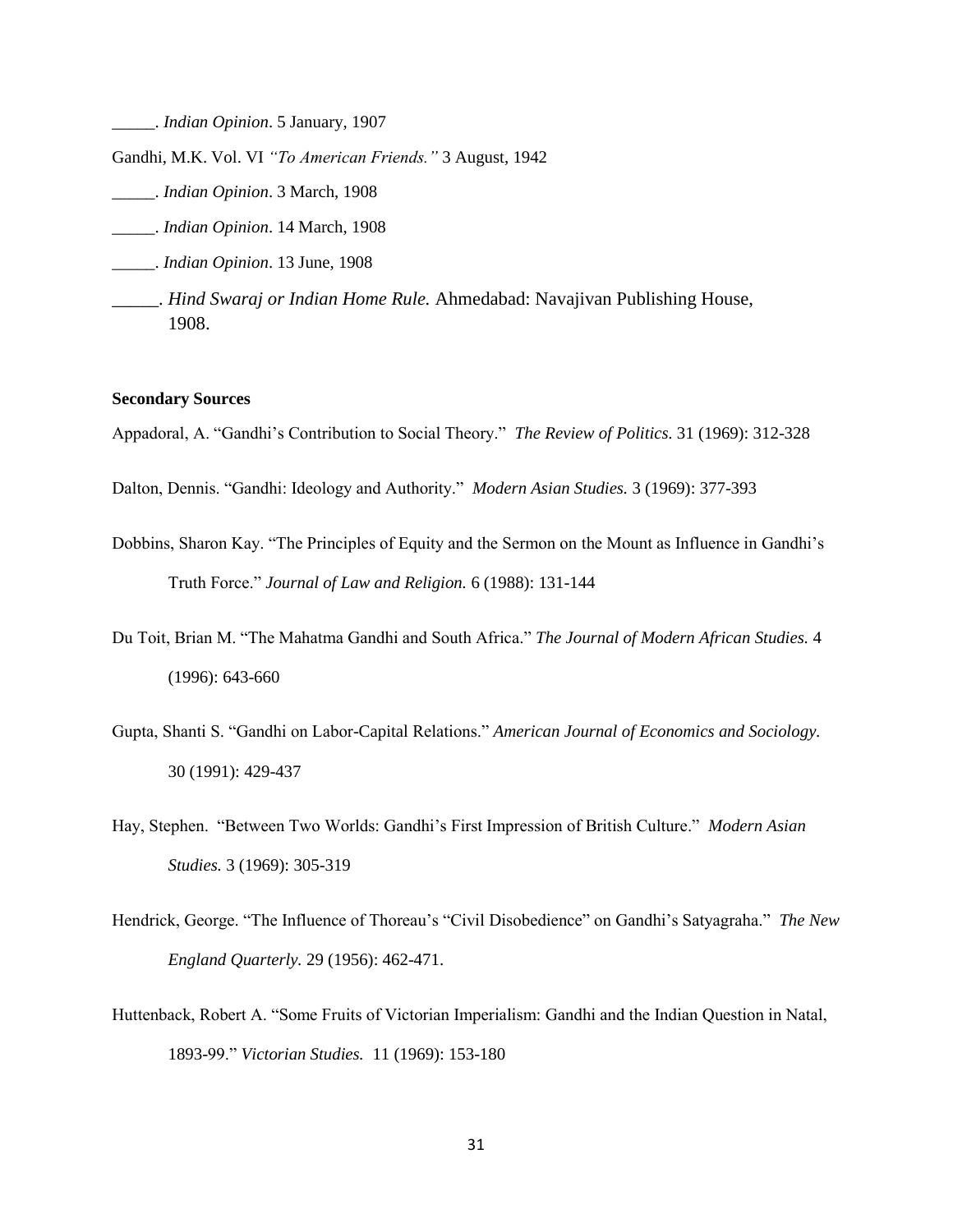_____. *Indian Opinion*. 5 January, 1907

Gandhi, M.K. Vol. VI *"To American Friends."* 3 August, 1942

_____. *Indian Opinion*. 3 March, 1908

_____. *Indian Opinion*. 14 March, 1908

_____. *Indian Opinion*. 13 June, 1908

_____. *Hind Swaraj or Indian Home Rule.* Ahmedabad: Navajivan Publishing House, 1908.

**Secondary Sources**

Appadoral, A. "Gandhi's Contribution to Social Theory." *The Review of Politics.* 31 (1969): 312-328

Dalton, Dennis. "Gandhi: Ideology and Authority." *Modern Asian Studies.* 3 (1969): 377-393

Dobbins, Sharon Kay. "The Principles of Equity and the Sermon on the Mount as Influence in Gandhi's Truth Force." *Journal of Law and Religion.* 6 (1988): 131-144

Du Toit, Brian M. "The Mahatma Gandhi and South Africa." *The Journal of Modern African Studies.* 4 (1996): 643-660

Gupta, Shanti S. "Gandhi on Labor-Capital Relations." *American Journal of Economics and Sociology.* 30 (1991): 429-437

Hay, Stephen. "Between Two Worlds: Gandhi's First Impression of British Culture." *Modern Asian Studies.* 3 (1969): 305-319

Hendrick, George. "The Influence of Thoreau's "Civil Disobedience" on Gandhi's Satyagraha." *The New England Quarterly.* 29 (1956): 462-471.

Huttenback, Robert A. "Some Fruits of Victorian Imperialism: Gandhi and the Indian Question in Natal, 1893-99." *Victorian Studies.* 11 (1969): 153-180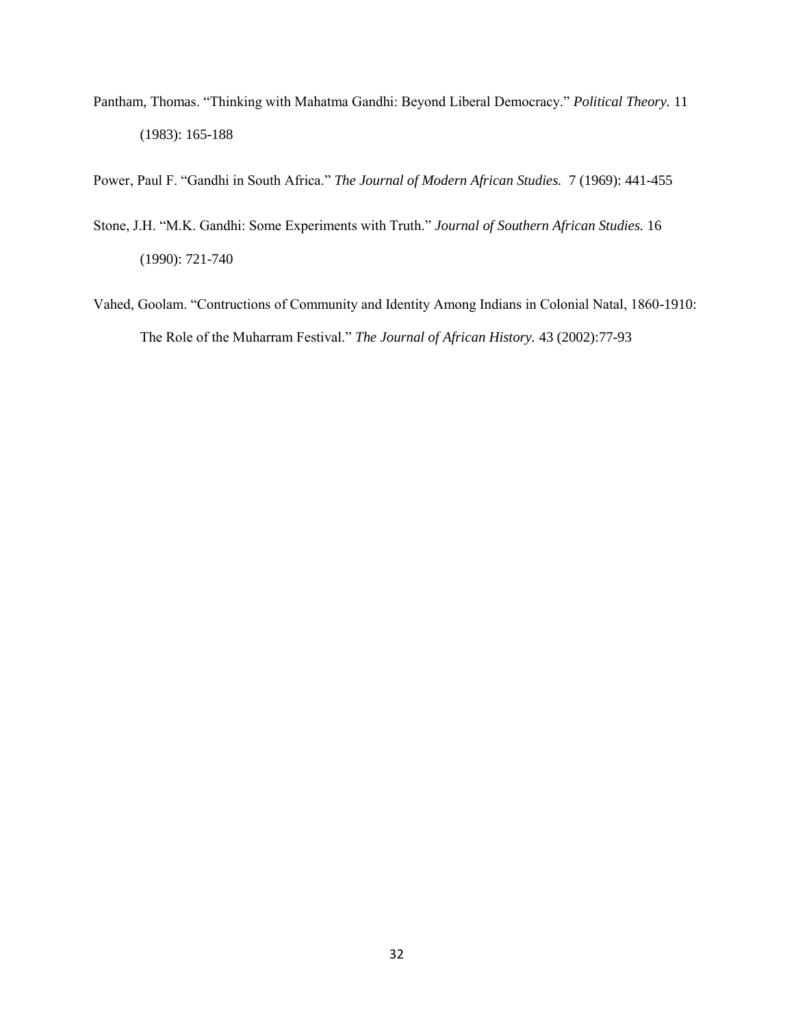Pantham, Thomas. "Thinking with Mahatma Gandhi: Beyond Liberal Democracy." *Political Theory.* 11 (1983): 165-188

Power, Paul F. "Gandhi in South Africa." *The Journal of Modern African Studies.* 7 (1969): 441-455

Stone, J.H. "M.K. Gandhi: Some Experiments with Truth." *Journal of Southern African Studies.* 16 (1990): 721-740

Vahed, Goolam. "Contructions of Community and Identity Among Indians in Colonial Natal, 1860-1910: The Role of the Muharram Festival." *The Journal of African History.* 43 (2002):77-93